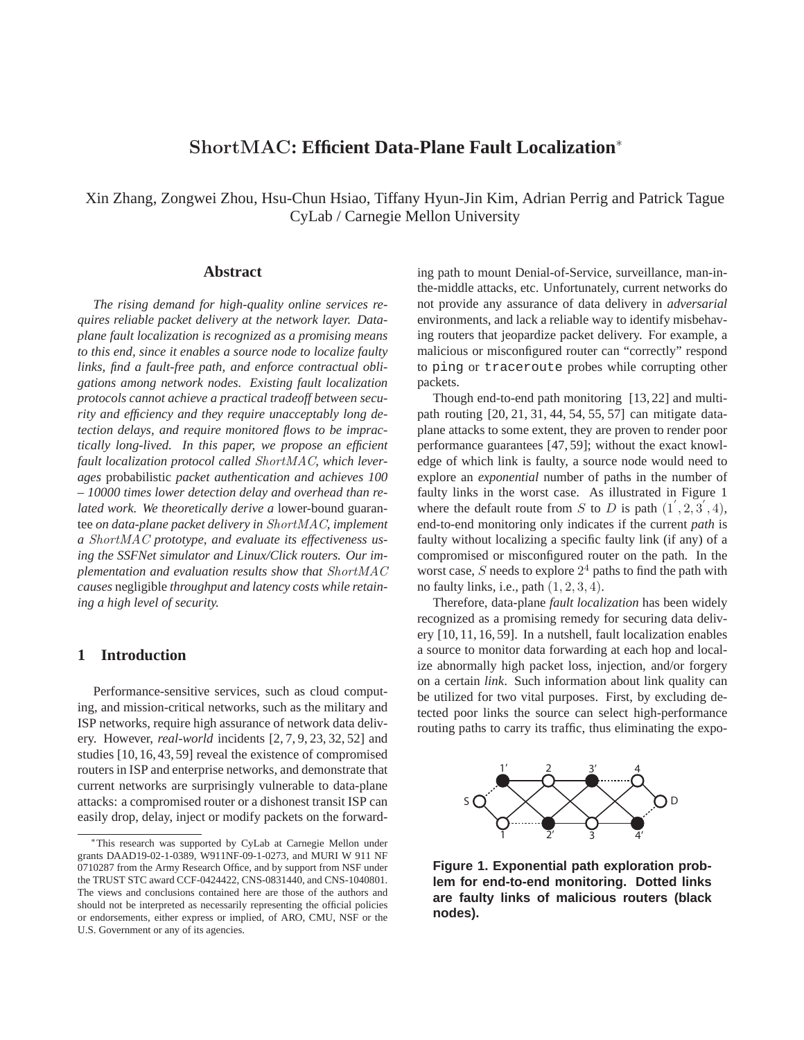# $\mathrm{ShortMAC}$: Efficient Data-Plane Fault Localization*

Xin Zhang, Zongwei Zhou, Hsu-Chun Hsiao, Tiffany Hyun-Jin Kim, Adrian Perrig and Patrick Tague
CyLab / Carnegie Mellon University

## Abstract

*The rising demand for high-quality online services requires reliable packet delivery at the network layer. Data-plane fault localization is recognized as a promising means to this end, since it enables a source node to localize faulty links, find a fault-free path, and enforce contractual obligations among network nodes. Existing fault localization protocols cannot achieve a practical tradeoff between security and efficiency and they require unacceptably long detection delays, and require monitored flows to be impractically long-lived. In this paper, we propose an efficient fault localization protocol called $\mathrm{ShortMAC}$, which leverages* probabilistic *packet authentication and achieves 100 – 10000 times lower detection delay and overhead than related work. We theoretically derive a* lower-bound guarantee *on data-plane packet delivery in $\mathrm{ShortMAC}$, implement a $\mathrm{ShortMAC}$ prototype, and evaluate its effectiveness using the SSFNet simulator and Linux/Click routers. Our implementation and evaluation results show that $\mathrm{ShortMAC}$ causes* negligible *throughput and latency costs while retaining a high level of security.*

## 1 Introduction

Performance-sensitive services, such as cloud computing, and mission-critical networks, such as the military and ISP networks, require high assurance of network data delivery. However, *real-world* incidents [2, 7, 9, 23, 32, 52] and studies [10, 16, 43, 59] reveal the existence of compromised routers in ISP and enterprise networks, and demonstrate that current networks are surprisingly vulnerable to data-plane attacks: a compromised router or a dishonest transit ISP can easily drop, delay, inject or modify packets on the forwarding path to mount Denial-of-Service, surveillance, man-in-the-middle attacks, etc. Unfortunately, current networks do not provide any assurance of data delivery in *adversarial* environments, and lack a reliable way to identify misbehaving routers that jeopardize packet delivery. For example, a malicious or misconfigured router can "correctly" respond to `ping` or `traceroute` probes while corrupting other packets.

Though end-to-end path monitoring [13, 22] and multi-path routing [20, 21, 31, 44, 54, 55, 57] can mitigate data-plane attacks to some extent, they are proven to render poor performance guarantees [47, 59]; without the exact knowledge of which link is faulty, a source node would need to explore an *exponential* number of paths in the number of faulty links in the worst case. As illustrated in Figure 1 where the default route from $S$ to $D$ is path $(1^{'}, 2, 3^{'}, 4)$, end-to-end monitoring only indicates if the current *path* is faulty without localizing a specific faulty link (if any) of a compromised or misconfigured router on the path. In the worst case, $S$ needs to explore $2^4$ paths to find the path with no faulty links, i.e., path $(1, 2, 3, 4)$.

Therefore, data-plane *fault localization* has been widely recognized as a promising remedy for securing data delivery [10, 11, 16, 59]. In a nutshell, fault localization enables a source to monitor data forwarding at each hop and localize abnormally high packet loss, injection, and/or forgery on a certain *link*. Such information about link quality can be utilized for two vital purposes. First, by excluding detected poor links the source can select high-performance routing paths to carry its traffic, thus eliminating the expo-

**Figure 1. Exponential path exploration problem for end-to-end monitoring. Dotted links are faulty links of malicious routers (black nodes).**

*This research was supported by CyLab at Carnegie Mellon under grants DAAD19-02-1-0389, W911NF-09-1-0273, and MURI W 911 NF 0710287 from the Army Research Office, and by support from NSF under the TRUST STC award CCF-0424422, CNS-0831440, and CNS-1040801. The views and conclusions contained here are those of the authors and should not be interpreted as necessarily representing the official policies or endorsements, either express or implied, of ARO, CMU, NSF or the U.S. Government or any of its agencies.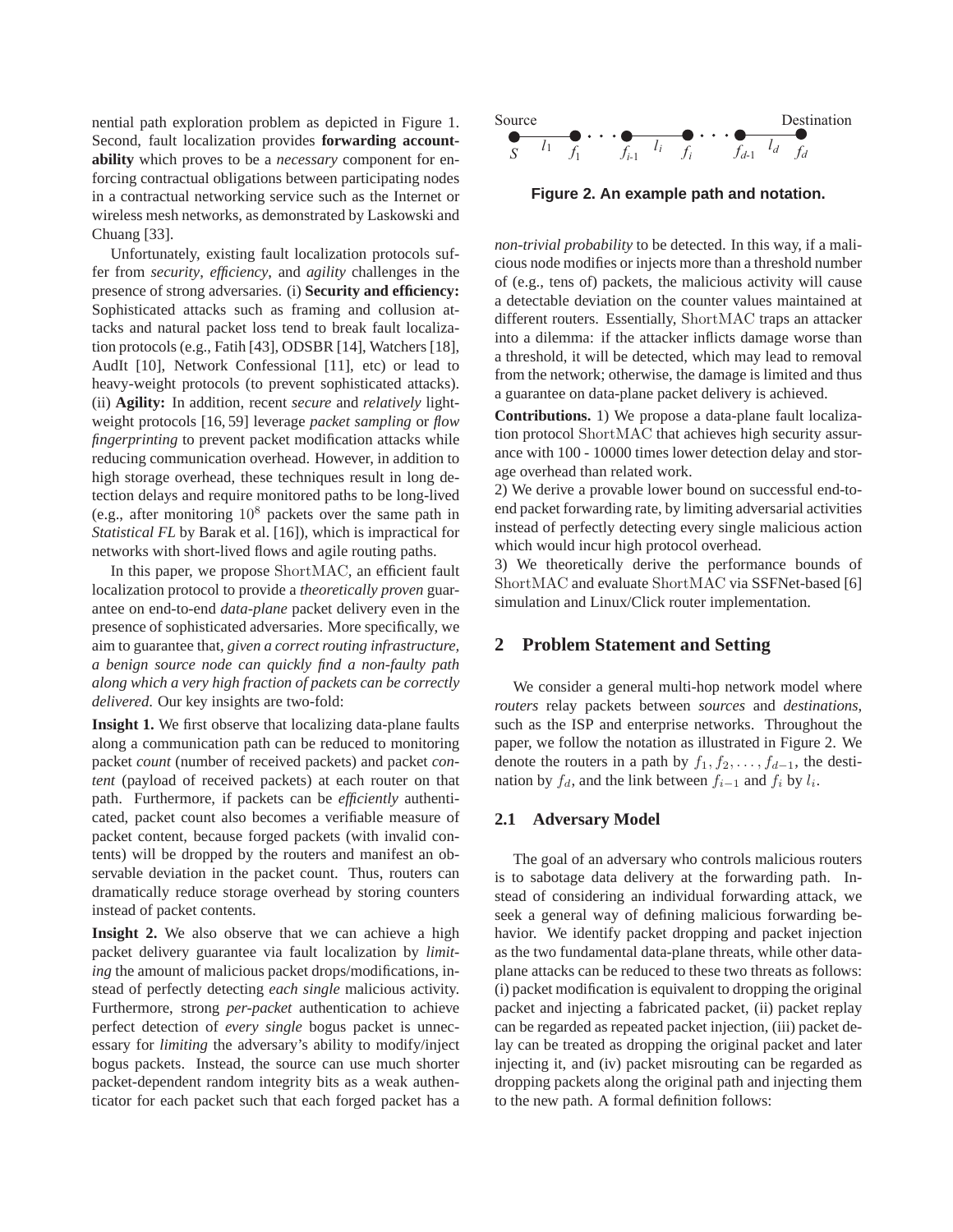nential path exploration problem as depicted in Figure 1. Second, fault localization provides **forwarding accountability** which proves to be a *necessary* component for enforcing contractual obligations between participating nodes in a contractual networking service such as the Internet or wireless mesh networks, as demonstrated by Laskowski and Chuang [33].

Unfortunately, existing fault localization protocols suffer from *security*, *efficiency*, and *agility* challenges in the presence of strong adversaries. (i) **Security and efficiency:** Sophisticated attacks such as framing and collusion attacks and natural packet loss tend to break fault localization protocols (e.g., Fatih [43], ODSBR [14], Watchers [18], AudIt [10], Network Confessional [11], etc) or lead to heavy-weight protocols (to prevent sophisticated attacks). (ii) **Agility:** In addition, recent *secure* and *relatively* lightweight protocols [16, 59] leverage *packet sampling* or *flow fingerprinting* to prevent packet modification attacks while reducing communication overhead. However, in addition to high storage overhead, these techniques result in long detection delays and require monitored paths to be long-lived (e.g., after monitoring $10^8$ packets over the same path in *Statistical FL* by Barak et al. [16]), which is impractical for networks with short-lived flows and agile routing paths.

In this paper, we propose ShortMAC, an efficient fault localization protocol to provide a *theoretically proven* guarantee on end-to-end *data-plane* packet delivery even in the presence of sophisticated adversaries. More specifically, we aim to guarantee that, *given a correct routing infrastructure, a benign source node can quickly find a non-faulty path along which a very high fraction of packets can be correctly delivered*. Our key insights are two-fold:

**Insight 1.** We first observe that localizing data-plane faults along a communication path can be reduced to monitoring packet *count* (number of received packets) and packet *content* (payload of received packets) at each router on that path. Furthermore, if packets can be *efficiently* authenticated, packet count also becomes a verifiable measure of packet content, because forged packets (with invalid contents) will be dropped by the routers and manifest an observable deviation in the packet count. Thus, routers can dramatically reduce storage overhead by storing counters instead of packet contents.

**Insight 2.** We also observe that we can achieve a high packet delivery guarantee via fault localization by *limiting* the amount of malicious packet drops/modifications, instead of perfectly detecting *each single* malicious activity. Furthermore, strong *per-packet* authentication to achieve perfect detection of *every single* bogus packet is unnecessary for *limiting* the adversary's ability to modify/inject bogus packets. Instead, the source can use much shorter packet-dependent random integrity bits as a weak authenticator for each packet such that each forged packet has a *non-trivial probability* to be detected. In this way, if a malicious node modifies or injects more than a threshold number of (e.g., tens of) packets, the malicious activity will cause a detectable deviation on the counter values maintained at different routers. Essentially, ShortMAC traps an attacker into a dilemma: if the attacker inflicts damage worse than a threshold, it will be detected, which may lead to removal from the network; otherwise, the damage is limited and thus a guarantee on data-plane packet delivery is achieved.

**Figure 2. An example path and notation.**

**Contributions.** 1) We propose a data-plane fault localization protocol ShortMAC that achieves high security assurance with 100 - 10000 times lower detection delay and storage overhead than related work.

2) We derive a provable lower bound on successful end-to-end packet forwarding rate, by limiting adversarial activities instead of perfectly detecting every single malicious action which would incur high protocol overhead.

3) We theoretically derive the performance bounds of ShortMAC and evaluate ShortMAC via SSFNet-based [6] simulation and Linux/Click router implementation.

## 2 Problem Statement and Setting

We consider a general multi-hop network model where *routers* relay packets between *sources* and *destinations*, such as the ISP and enterprise networks. Throughout the paper, we follow the notation as illustrated in Figure 2. We denote the routers in a path by $f_1, f_2, \ldots, f_{d-1}$, the destination by $f_d$, and the link between $f_{i-1}$ and $f_i$ by $l_i$.

### 2.1 Adversary Model

The goal of an adversary who controls malicious routers is to sabotage data delivery at the forwarding path. Instead of considering an individual forwarding attack, we seek a general way of defining malicious forwarding behavior. We identify packet dropping and packet injection as the two fundamental data-plane threats, while other data-plane attacks can be reduced to these two threats as follows: (i) packet modification is equivalent to dropping the original packet and injecting a fabricated packet, (ii) packet replay can be regarded as repeated packet injection, (iii) packet delay can be treated as dropping the original packet and later injecting it, and (iv) packet misrouting can be regarded as dropping packets along the original path and injecting them to the new path. A formal definition follows: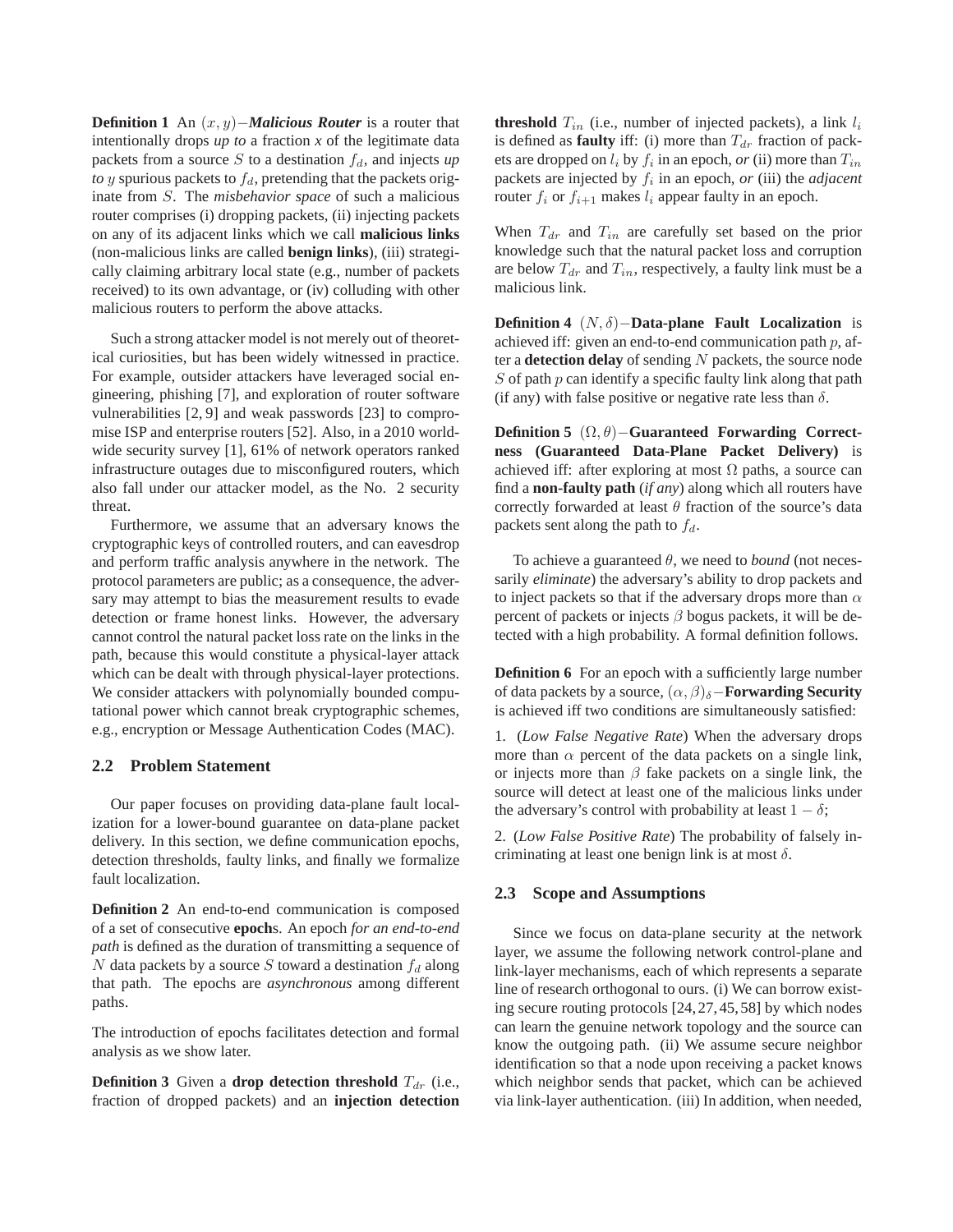**Definition 1** An $(x, y)-$***Malicious Router*** is a router that intentionally drops *up to* a fraction *x* of the legitimate data packets from a source $S$ to a destination $f_d$, and injects *up to* $y$ spurious packets to $f_d$, pretending that the packets originate from $S$. The *misbehavior space* of such a malicious router comprises (i) dropping packets, (ii) injecting packets on any of its adjacent links which we call **malicious links** (non-malicious links are called **benign links**), (iii) strategically claiming arbitrary local state (e.g., number of packets received) to its own advantage, or (iv) colluding with other malicious routers to perform the above attacks.

Such a strong attacker model is not merely out of theoretical curiosities, but has been widely witnessed in practice. For example, outsider attackers have leveraged social engineering, phishing [7], and exploration of router software vulnerabilities [2, 9] and weak passwords [23] to compromise ISP and enterprise routers [52]. Also, in a 2010 worldwide security survey [1], 61% of network operators ranked infrastructure outages due to misconfigured routers, which also fall under our attacker model, as the No. 2 security threat.

Furthermore, we assume that an adversary knows the cryptographic keys of controlled routers, and can eavesdrop and perform traffic analysis anywhere in the network. The protocol parameters are public; as a consequence, the adversary may attempt to bias the measurement results to evade detection or frame honest links. However, the adversary cannot control the natural packet loss rate on the links in the path, because this would constitute a physical-layer attack which can be dealt with through physical-layer protections. We consider attackers with polynomially bounded computational power which cannot break cryptographic schemes, e.g., encryption or Message Authentication Codes (MAC).

### 2.2 Problem Statement

Our paper focuses on providing data-plane fault localization for a lower-bound guarantee on data-plane packet delivery. In this section, we define communication epochs, detection thresholds, faulty links, and finally we formalize fault localization.

**Definition 2** An end-to-end communication is composed of a set of consecutive **epoch**s. An epoch *for an end-to-end path* is defined as the duration of transmitting a sequence of $N$ data packets by a source $S$ toward a destination $f_d$ along that path. The epochs are *asynchronous* among different paths.

The introduction of epochs facilitates detection and formal analysis as we show later.

**Definition 3** Given a **drop detection threshold** $T_{dr}$ (i.e., fraction of dropped packets) and an **injection detection threshold** $T_{in}$ (i.e., number of injected packets), a link $l_i$ is defined as **faulty** iff: (i) more than $T_{dr}$ fraction of packets are dropped on $l_i$ by $f_i$ in an epoch, *or* (ii) more than $T_{in}$ packets are injected by $f_i$ in an epoch, *or* (iii) the *adjacent* router $f_i$ or $f_{i+1}$ makes $l_i$ appear faulty in an epoch.

When $T_{dr}$ and $T_{in}$ are carefully set based on the prior knowledge such that the natural packet loss and corruption are below $T_{dr}$ and $T_{in}$, respectively, a faulty link must be a malicious link.

**Definition 4** $(N, \delta)-$**Data-plane Fault Localization** is achieved iff: given an end-to-end communication path $p$, after a **detection delay** of sending $N$ packets, the source node $S$ of path $p$ can identify a specific faulty link along that path (if any) with false positive or negative rate less than $\delta$.

**Definition 5** $(\Omega, \theta)-$**Guaranteed Forwarding Correctness (Guaranteed Data-Plane Packet Delivery)** is achieved iff: after exploring at most $\Omega$ paths, a source can find a **non-faulty path** (*if any*) along which all routers have correctly forwarded at least $\theta$ fraction of the source's data packets sent along the path to $f_d$.

To achieve a guaranteed $\theta$, we need to *bound* (not necessarily *eliminate*) the adversary's ability to drop packets and to inject packets so that if the adversary drops more than $\alpha$ percent of packets or injects $\beta$ bogus packets, it will be detected with a high probability. A formal definition follows.

**Definition 6** For an epoch with a sufficiently large number of data packets by a source, $(\alpha, \beta)_\delta-$**Forwarding Security** is achieved iff two conditions are simultaneously satisfied:

1. (*Low False Negative Rate*) When the adversary drops more than $\alpha$ percent of the data packets on a single link, or injects more than $\beta$ fake packets on a single link, the source will detect at least one of the malicious links under the adversary's control with probability at least $1 - \delta$;

2. (*Low False Positive Rate*) The probability of falsely incriminating at least one benign link is at most $\delta$.

### 2.3 Scope and Assumptions

Since we focus on data-plane security at the network layer, we assume the following network control-plane and link-layer mechanisms, each of which represents a separate line of research orthogonal to ours. (i) We can borrow existing secure routing protocols [24, 27, 45, 58] by which nodes can learn the genuine network topology and the source can know the outgoing path. (ii) We assume secure neighbor identification so that a node upon receiving a packet knows which neighbor sends that packet, which can be achieved via link-layer authentication. (iii) In addition, when needed,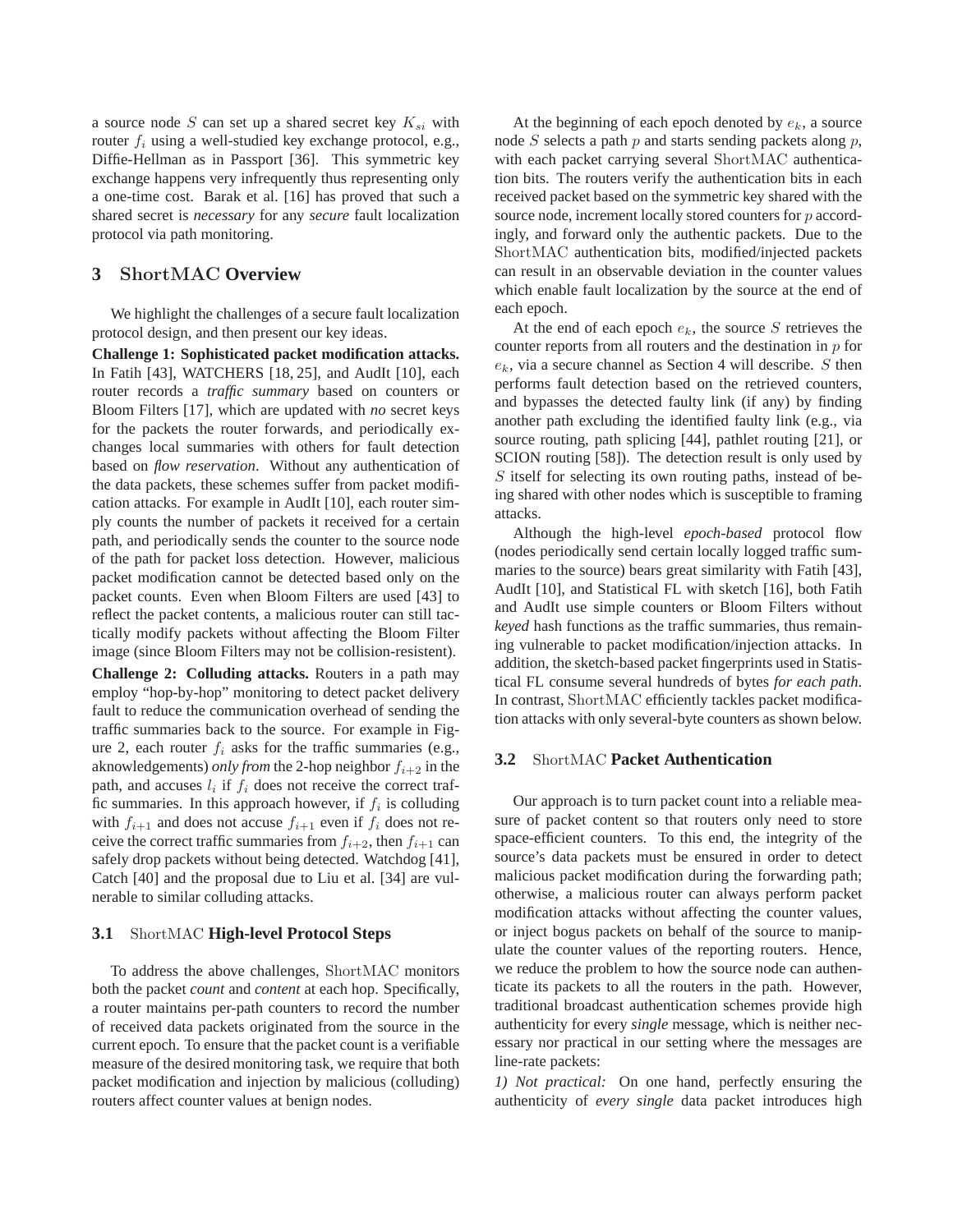a source node $S$ can set up a shared secret key $K_{si}$ with router $f_i$ using a well-studied key exchange protocol, e.g., Diffie-Hellman as in Passport [36]. This symmetric key exchange happens very infrequently thus representing only a one-time cost. Barak et al. [16] has proved that such a shared secret is *necessary* for any *secure* fault localization protocol via path monitoring.

## 3 ShortMAC Overview

We highlight the challenges of a secure fault localization protocol design, and then present our key ideas.

**Challenge 1: Sophisticated packet modification attacks.** In Fatih [43], WATCHERS [18, 25], and AudIt [10], each router records a *traffic summary* based on counters or Bloom Filters [17], which are updated with *no* secret keys for the packets the router forwards, and periodically exchanges local summaries with others for fault detection based on *flow reservation*. Without any authentication of the data packets, these schemes suffer from packet modification attacks. For example in AudIt [10], each router simply counts the number of packets it received for a certain path, and periodically sends the counter to the source node of the path for packet loss detection. However, malicious packet modification cannot be detected based only on the packet counts. Even when Bloom Filters are used [43] to reflect the packet contents, a malicious router can still tactically modify packets without affecting the Bloom Filter image (since Bloom Filters may not be collision-resistent).

**Challenge 2: Colluding attacks.** Routers in a path may employ "hop-by-hop" monitoring to detect packet delivery fault to reduce the communication overhead of sending the traffic summaries back to the source. For example in Figure 2, each router $f_i$ asks for the traffic summaries (e.g., aknowledgements) *only from* the 2-hop neighbor $f_{i+2}$ in the path, and accuses $l_i$ if $f_i$ does not receive the correct traffic summaries. In this approach however, if $f_i$ is colluding with $f_{i+1}$ and does not accuse $f_{i+1}$ even if $f_i$ does not receive the correct traffic summaries from $f_{i+2}$, then $f_{i+1}$ can safely drop packets without being detected. Watchdog [41], Catch [40] and the proposal due to Liu et al. [34] are vulnerable to similar colluding attacks.

### 3.1 ShortMAC High-level Protocol Steps

To address the above challenges, ShortMAC monitors both the packet *count* and *content* at each hop. Specifically, a router maintains per-path counters to record the number of received data packets originated from the source in the current epoch. To ensure that the packet count is a verifiable measure of the desired monitoring task, we require that both packet modification and injection by malicious (colluding) routers affect counter values at benign nodes.

At the beginning of each epoch denoted by $e_k$, a source node $S$ selects a path $p$ and starts sending packets along $p$, with each packet carrying several ShortMAC authentication bits. The routers verify the authentication bits in each received packet based on the symmetric key shared with the source node, increment locally stored counters for $p$ accordingly, and forward only the authentic packets. Due to the ShortMAC authentication bits, modified/injected packets can result in an observable deviation in the counter values which enable fault localization by the source at the end of each epoch.

At the end of each epoch $e_k$, the source $S$ retrieves the counter reports from all routers and the destination in $p$ for $e_k$, via a secure channel as Section 4 will describe. $S$ then performs fault detection based on the retrieved counters, and bypasses the detected faulty link (if any) by finding another path excluding the identified faulty link (e.g., via source routing, path splicing [44], pathlet routing [21], or SCION routing [58]). The detection result is only used by $S$ itself for selecting its own routing paths, instead of being shared with other nodes which is susceptible to framing attacks.

Although the high-level *epoch-based* protocol flow (nodes periodically send certain locally logged traffic summaries to the source) bears great similarity with Fatih [43], AudIt [10], and Statistical FL with sketch [16], both Fatih and AudIt use simple counters or Bloom Filters without *keyed* hash functions as the traffic summaries, thus remaining vulnerable to packet modification/injection attacks. In addition, the sketch-based packet fingerprints used in Statistical FL consume several hundreds of bytes *for each path*. In contrast, ShortMAC efficiently tackles packet modification attacks with only several-byte counters as shown below.

### 3.2 ShortMAC Packet Authentication

Our approach is to turn packet count into a reliable measure of packet content so that routers only need to store space-efficient counters. To this end, the integrity of the source's data packets must be ensured in order to detect malicious packet modification during the forwarding path; otherwise, a malicious router can always perform packet modification attacks without affecting the counter values, or inject bogus packets on behalf of the source to manipulate the counter values of the reporting routers. Hence, we reduce the problem to how the source node can authenticate its packets to all the routers in the path. However, traditional broadcast authentication schemes provide high authenticity for every *single* message, which is neither necessary nor practical in our setting where the messages are line-rate packets:

*1) Not practical:* On one hand, perfectly ensuring the authenticity of *every single* data packet introduces high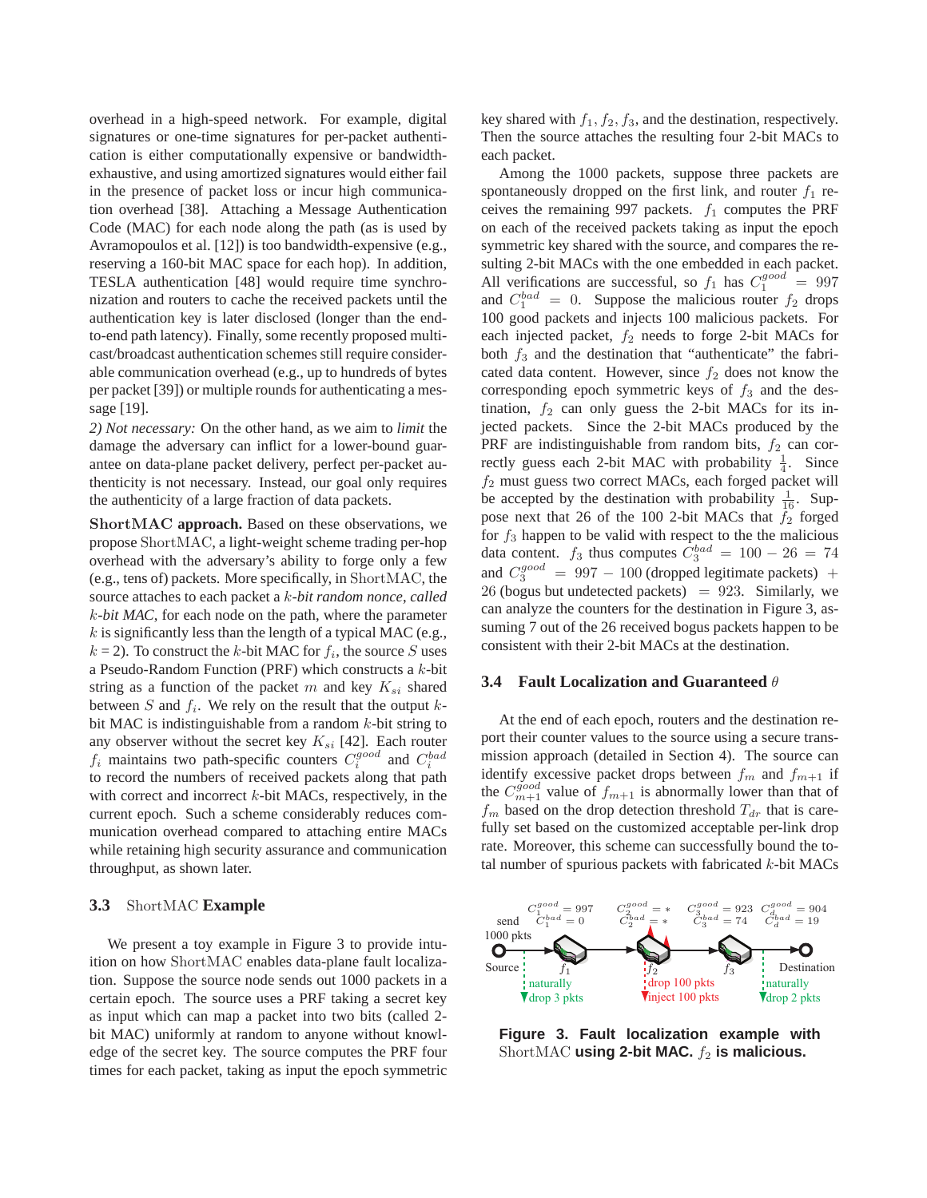overhead in a high-speed network. For example, digital signatures or one-time signatures for per-packet authentication is either computationally expensive or bandwidth-exhaustive, and using amortized signatures would either fail in the presence of packet loss or incur high communication overhead [38]. Attaching a Message Authentication Code (MAC) for each node along the path (as is used by Avramopoulos et al. [12]) is too bandwidth-expensive (e.g., reserving a 160-bit MAC space for each hop). In addition, TESLA authentication [48] would require time synchronization and routers to cache the received packets until the authentication key is later disclosed (longer than the end-to-end path latency). Finally, some recently proposed multicast/broadcast authentication schemes still require considerable communication overhead (e.g., up to hundreds of bytes per packet [39]) or multiple rounds for authenticating a message [19].

*2) Not necessary:* On the other hand, as we aim to *limit* the damage the adversary can inflict for a lower-bound guarantee on data-plane packet delivery, perfect per-packet authenticity is not necessary. Instead, our goal only requires the authenticity of a large fraction of data packets.

**ShortMAC approach.** Based on these observations, we propose ShortMAC, a light-weight scheme trading per-hop overhead with the adversary's ability to forge only a few (e.g., tens of) packets. More specifically, in ShortMAC, the source attaches to each packet a *$k$-bit random nonce, called $k$-bit MAC*, for each node on the path, where the parameter $k$ is significantly less than the length of a typical MAC (e.g., $k = 2$). To construct the $k$-bit MAC for $f_i$, the source $S$ uses a Pseudo-Random Function (PRF) which constructs a $k$-bit string as a function of the packet $m$ and key $K_{si}$ shared between $S$ and $f_i$. We rely on the result that the output $k$-bit MAC is indistinguishable from a random $k$-bit string to any observer without the secret key $K_{si}$ [42]. Each router $f_i$ maintains two path-specific counters $C_i^{good}$ and $C_i^{bad}$ to record the numbers of received packets along that path with correct and incorrect $k$-bit MACs, respectively, in the current epoch. Such a scheme considerably reduces communication overhead compared to attaching entire MACs while retaining high security assurance and communication throughput, as shown later.

### 3.3 ShortMAC Example

We present a toy example in Figure 3 to provide intuition on how ShortMAC enables data-plane fault localization. Suppose the source node sends out 1000 packets in a certain epoch. The source uses a PRF taking a secret key as input which can map a packet into two bits (called 2-bit MAC) uniformly at random to anyone without knowledge of the secret key. The source computes the PRF four times for each packet, taking as input the epoch symmetric key shared with $f_1, f_2, f_3$, and the destination, respectively. Then the source attaches the resulting four 2-bit MACs to each packet.

Among the 1000 packets, suppose three packets are spontaneously dropped on the first link, and router $f_1$ receives the remaining 997 packets. $f_1$ computes the PRF on each of the received packets taking as input the epoch symmetric key shared with the source, and compares the resulting 2-bit MACs with the one embedded in each packet. All verifications are successful, so $f_1$ has $C_1^{good} = 997$ and $C_1^{bad} = 0$. Suppose the malicious router $f_2$ drops 100 good packets and injects 100 malicious packets. For each injected packet, $f_2$ needs to forge 2-bit MACs for both $f_3$ and the destination that "authenticate" the fabricated data content. However, since $f_2$ does not know the corresponding epoch symmetric keys of $f_3$ and the destination, $f_2$ can only guess the 2-bit MACs for its injected packets. Since the 2-bit MACs produced by the PRF are indistinguishable from random bits, $f_2$ can correctly guess each 2-bit MAC with probability $\frac{1}{4}$. Since $f_2$ must guess two correct MACs, each forged packet will be accepted by the destination with probability $\frac{1}{16}$. Suppose next that 26 of the 100 2-bit MACs that $f_2$ forged for $f_3$ happen to be valid with respect to the the malicious data content. $f_3$ thus computes $C_3^{bad} = 100 - 26 = 74$ and $C_3^{good} = 997 - 100$ (dropped legitimate packets) $+$ 26 (bogus but undetected packets) $= 923$. Similarly, we can analyze the counters for the destination in Figure 3, assuming 7 out of the 26 received bogus packets happen to be consistent with their 2-bit MACs at the destination.

### 3.4 Fault Localization and Guaranteed $\theta$

At the end of each epoch, routers and the destination report their counter values to the source using a secure transmission approach (detailed in Section 4). The source can identify excessive packet drops between $f_m$ and $f_{m+1}$ if the $C_{m+1}^{good}$ value of $f_{m+1}$ is abnormally lower than that of $f_m$ based on the drop detection threshold $T_{dr}$ that is carefully set based on the customized acceptable per-link drop rate. Moreover, this scheme can successfully bound the total number of spurious packets with fabricated $k$-bit MACs

$C_1^{good} = 997$, $C_1^{bad} = 0$; $C_2^{good} = *$, $C_2^{bad} = *$; $C_3^{good} = 923$, $C_3^{bad} = 74$; $C_d^{good} = 904$, $C_d^{bad} = 19$

send 1000 pkts — Source — naturally drop 3 pkts — $f_1$ — $f_2$: drop 100 pkts, inject 100 pkts — $f_3$ — naturally drop 2 pkts — Destination

**Figure 3. Fault localization example with ShortMAC using 2-bit MAC. $f_2$ is malicious.**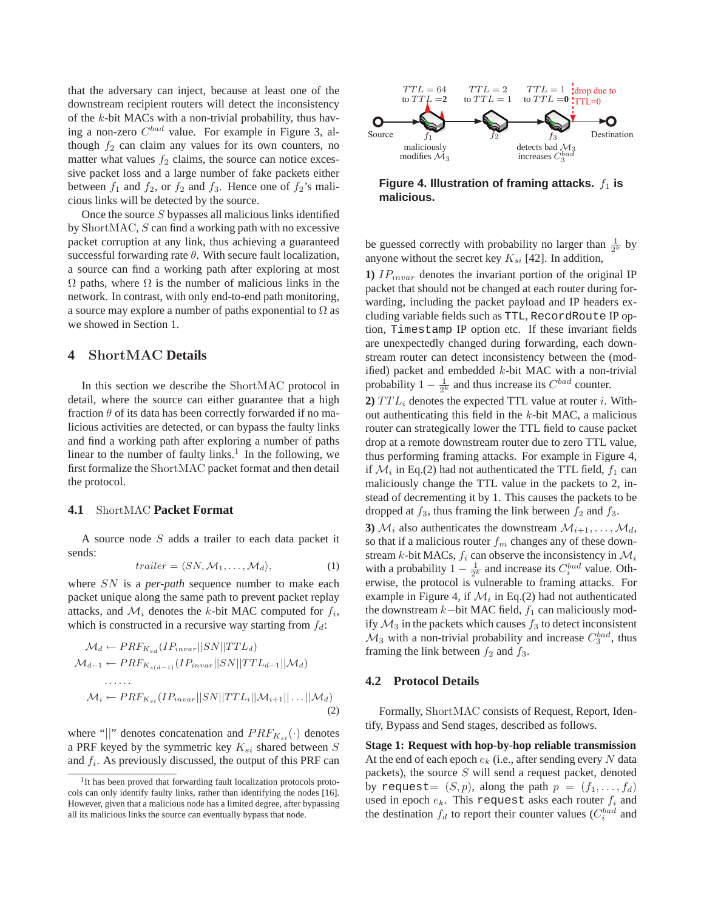that the adversary can inject, because at least one of the downstream recipient routers will detect the inconsistency of the $k$-bit MACs with a non-trivial probability, thus having a non-zero $C^{bad}$ value. For example in Figure 3, although $f_2$ can claim any values for its own counters, no matter what values $f_2$ claims, the source can notice excessive packet loss and a large number of fake packets either between $f_1$ and $f_2$, or $f_2$ and $f_3$. Hence one of $f_2$'s malicious links will be detected by the source.

Once the source $S$ bypasses all malicious links identified by ShortMAC, $S$ can find a working path with no excessive packet corruption at any link, thus achieving a guaranteed successful forwarding rate $\theta$. With secure fault localization, a source can find a working path after exploring at most $\Omega$ paths, where $\Omega$ is the number of malicious links in the network. In contrast, with only end-to-end path monitoring, a source may explore a number of paths exponential to $\Omega$ as we showed in Section 1.

## 4 ShortMAC Details

In this section we describe the ShortMAC protocol in detail, where the source can either guarantee that a high fraction $\theta$ of its data has been correctly forwarded if no malicious activities are detected, or can bypass the faulty links and find a working path after exploring a number of paths linear to the number of faulty links.[1] In the following, we first formalize the ShortMAC packet format and then detail the protocol.

### 4.1 ShortMAC Packet Format

A source node $S$ adds a trailer to each data packet it sends:

$$trailer = \langle SN, \mathcal{M}_1, \dots, \mathcal{M}_d \rangle, \tag{1}$$

where $SN$ is a *per-path* sequence number to make each packet unique along the same path to prevent packet replay attacks, and $\mathcal{M}_i$ denotes the $k$-bit MAC computed for $f_i$, which is constructed in a recursive way starting from $f_d$:

$$\begin{aligned}
\mathcal{M}_d &\leftarrow PRF_{K_{sd}}(IP_{invar}||SN||TTL_d) \\
\mathcal{M}_{d-1} &\leftarrow PRF_{K_{s(d-1)}}(IP_{invar}||SN||TTL_{d-1}||\mathcal{M}_d) \\
&\dots\dots \\
\mathcal{M}_i &\leftarrow PRF_{K_{si}}(IP_{invar}||SN||TTL_i||\mathcal{M}_{i+1}||\dots||\mathcal{M}_d)
\end{aligned} \tag{2}$$

where "$||$" denotes concatenation and $PRF_{K_{si}}(\cdot)$ denotes a PRF keyed by the symmetric key $K_{si}$ shared between $S$ and $f_i$. As previously discussed, the output of this PRF can be guessed correctly with probability no larger than $\frac{1}{2^k}$ by anyone without the secret key $K_{si}$ [42]. In addition,

**1)** $IP_{invar}$ denotes the invariant portion of the original IP packet that should not be changed at each router during forwarding, including the packet payload and IP headers excluding variable fields such as `TTL`, `RecordRoute` IP option, `Timestamp` IP option etc. If these invariant fields are unexpectedly changed during forwarding, each downstream router can detect inconsistency between the (modified) packet and embedded $k$-bit MAC with a non-trivial probability $1 - \frac{1}{2^k}$ and thus increase its $C^{bad}$ counter.

**2)** $TTL_i$ denotes the expected TTL value at router $i$. Without authenticating this field in the $k$-bit MAC, a malicious router can strategically lower the TTL field to cause packet drop at a remote downstream router due to zero TTL value, thus performing framing attacks. For example in Figure 4, if $\mathcal{M}_i$ in Eq.(2) had not authenticated the TTL field, $f_1$ can maliciously change the TTL value in the packets to 2, instead of decrementing it by 1. This causes the packets to be dropped at $f_3$, thus framing the link between $f_2$ and $f_3$.

**3)** $\mathcal{M}_i$ also authenticates the downstream $\mathcal{M}_{i+1}, \dots, \mathcal{M}_d$, so that if a malicious router $f_m$ changes any of these downstream $k$-bit MACs, $f_i$ can observe the inconsistency in $\mathcal{M}_i$ with a probability $1 - \frac{1}{2^k}$ and increase its $C_i^{bad}$ value. Otherwise, the protocol is vulnerable to framing attacks. For example in Figure 4, if $\mathcal{M}_i$ in Eq.(2) had not authenticated the downstream $k-$bit MAC field, $f_1$ can maliciously modify $\mathcal{M}_3$ in the packets which causes $f_3$ to detect inconsistent $\mathcal{M}_3$ with a non-trivial probability and increase $C_3^{bad}$, thus framing the link between $f_2$ and $f_3$.

**Figure 4. Illustration of framing attacks.** $f_1$ **is malicious.**

### 4.2 Protocol Details

Formally, ShortMAC consists of Request, Report, Identify, Bypass and Send stages, described as follows.

**Stage 1: Request with hop-by-hop reliable transmission** At the end of each epoch $e_k$ (i.e., after sending every $N$ data packets), the source $S$ will send a request packet, denoted by `request`$= (S, p)$, along the path $p = (f_1, \dots, f_d)$ used in epoch $e_k$. This `request` asks each router $f_i$ and the destination $f_d$ to report their counter values ($C_i^{bad}$ and

[1] It has been proved that forwarding fault localization protocols protocols can only identify faulty links, rather than identifying the nodes [16]. However, given that a malicious node has a limited degree, after bypassing all its malicious links the source can eventually bypass that node.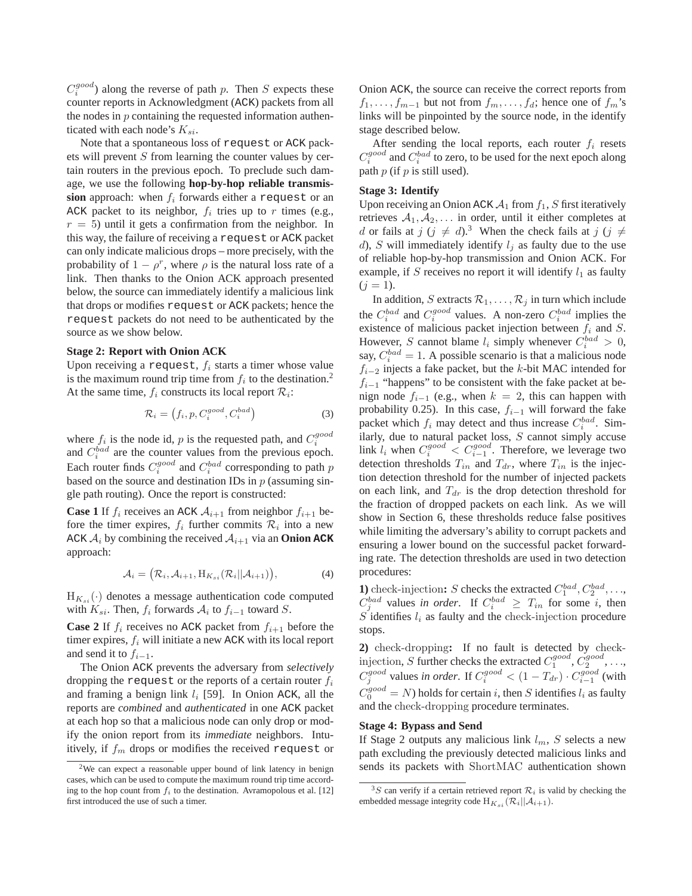$C_i^{good}$) along the reverse of path $p$. Then $S$ expects these counter reports in Acknowledgment (ACK) packets from all the nodes in $p$ containing the requested information authenticated with each node's $K_{si}$.

Note that a spontaneous loss of `request` or ACK packets will prevent $S$ from learning the counter values by certain routers in the previous epoch. To preclude such damage, we use the following **hop-by-hop reliable transmission** approach: when $f_i$ forwards either a `request` or an ACK packet to its neighbor, $f_i$ tries up to $r$ times (e.g., $r = 5$) until it gets a confirmation from the neighbor. In this way, the failure of receiving a `request` or ACK packet can only indicate malicious drops – more precisely, with the probability of $1 - \rho^r$, where $\rho$ is the natural loss rate of a link. Then thanks to the Onion ACK approach presented below, the source can immediately identify a malicious link that drops or modifies `request` or ACK packets; hence the `request` packets do not need to be authenticated by the source as we show below.

**Stage 2: Report with Onion ACK**

Upon receiving a `request`, $f_i$ starts a timer whose value is the maximum round trip time from $f_i$ to the destination.[2] At the same time, $f_i$ constructs its local report $\mathcal{R}_i$:

$$\mathcal{R}_i = \left(f_i, p, C_i^{good}, C_i^{bad}\right) \tag{3}$$

where $f_i$ is the node id, $p$ is the requested path, and $C_i^{good}$ and $C_i^{bad}$ are the counter values from the previous epoch. Each router finds $C_i^{good}$ and $C_i^{bad}$ corresponding to path $p$ based on the source and destination IDs in $p$ (assuming single path routing). Once the report is constructed:

**Case 1** If $f_i$ receives an ACK $\mathcal{A}_{i+1}$ from neighbor $f_{i+1}$ before the timer expires, $f_i$ further commits $\mathcal{R}_i$ into a new ACK $\mathcal{A}_i$ by combining the received $\mathcal{A}_{i+1}$ via an **Onion ACK** approach:

$$\mathcal{A}_i = \left(\mathcal{R}_i, \mathcal{A}_{i+1}, \mathrm{H}_{K_{si}}(\mathcal{R}_i || \mathcal{A}_{i+1})\right), \tag{4}$$

$\mathrm{H}_{K_{si}}(\cdot)$ denotes a message authentication code computed with $K_{si}$. Then, $f_i$ forwards $\mathcal{A}_i$ to $f_{i-1}$ toward $S$.

**Case 2** If $f_i$ receives no ACK packet from $f_{i+1}$ before the timer expires, $f_i$ will initiate a new ACK with its local report and send it to $f_{i-1}$.

The Onion ACK prevents the adversary from *selectively* dropping the `request` or the reports of a certain router $f_i$ and framing a benign link $l_i$ [59]. In Onion ACK, all the reports are *combined* and *authenticated* in one ACK packet at each hop so that a malicious node can only drop or modify the onion report from its *immediate* neighbors. Intuitively, if $f_m$ drops or modifies the received `request` or Onion ACK, the source can receive the correct reports from $f_1, \ldots, f_{m-1}$ but not from $f_m, \ldots, f_d$; hence one of $f_m$'s links will be pinpointed by the source node, in the identify stage described below.

After sending the local reports, each router $f_i$ resets $C_i^{good}$ and $C_i^{bad}$ to zero, to be used for the next epoch along path $p$ (if $p$ is still used).

**Stage 3: Identify**

Upon receiving an Onion ACK $\mathcal{A}_1$ from $f_1$, $S$ first iteratively retrieves $\mathcal{A}_1, \mathcal{A}_2, \ldots$ in order, until it either completes at $d$ or fails at $j$ ($j \neq d$).[3] When the check fails at $j$ ($j \neq d$), $S$ will immediately identify $l_j$ as faulty due to the use of reliable hop-by-hop transmission and Onion ACK. For example, if $S$ receives no report it will identify $l_1$ as faulty ($j = 1$).

In addition, $S$ extracts $\mathcal{R}_1, \ldots, \mathcal{R}_j$ in turn which include the $C_i^{bad}$ and $C_i^{good}$ values. A non-zero $C_i^{bad}$ implies the existence of malicious packet injection between $f_i$ and $S$. However, $S$ cannot blame $l_i$ simply whenever $C_i^{bad} > 0$, say, $C_i^{bad} = 1$. A possible scenario is that a malicious node $f_{i-2}$ injects a fake packet, but the $k$-bit MAC intended for $f_{i-1}$ "happens" to be consistent with the fake packet at benign node $f_{i-1}$ (e.g., when $k = 2$, this can happen with probability 0.25). In this case, $f_{i-1}$ will forward the fake packet which $f_i$ may detect and thus increase $C_i^{bad}$. Similarly, due to natural packet loss, $S$ cannot simply accuse link $l_i$ when $C_i^{good} < C_{i-1}^{good}$. Therefore, we leverage two detection thresholds $T_{in}$ and $T_{dr}$, where $T_{in}$ is the injection detection threshold for the number of injected packets on each link, and $T_{dr}$ is the drop detection threshold for the fraction of dropped packets on each link. As we will show in Section 6, these thresholds reduce false positives while limiting the adversary's ability to corrupt packets and ensuring a lower bound on the successful packet forwarding rate. The detection thresholds are used in two detection procedures:

**1)** check-injection**:** $S$ checks the extracted $C_1^{bad}, C_2^{bad}, \ldots, C_j^{bad}$ values *in order*. If $C_i^{bad} \geq T_{in}$ for some $i$, then $S$ identifies $l_i$ as faulty and the check-injection procedure stops.

**2)** check-dropping**:** If no fault is detected by check-injection, $S$ further checks the extracted $C_1^{good}, C_2^{good}, \ldots, C_j^{good}$ values *in order*. If $C_i^{good} < (1 - T_{dr}) \cdot C_{i-1}^{good}$ (with $C_0^{good} = N$) holds for certain $i$, then $S$ identifies $l_i$ as faulty and the check-dropping procedure terminates.

**Stage 4: Bypass and Send**

If Stage 2 outputs any malicious link $l_m$, $S$ selects a new path excluding the previously detected malicious links and sends its packets with ShortMAC authentication shown

[2] We can expect a reasonable upper bound of link latency in benign cases, which can be used to compute the maximum round trip time according to the hop count from $f_i$ to the destination. Avramopolous et al. [12] first introduced the use of such a timer.

[3] $S$ can verify if a certain retrieved report $\mathcal{R}_i$ is valid by checking the embedded message integrity code $\mathrm{H}_{K_{si}}(\mathcal{R}_i || \mathcal{A}_{i+1})$.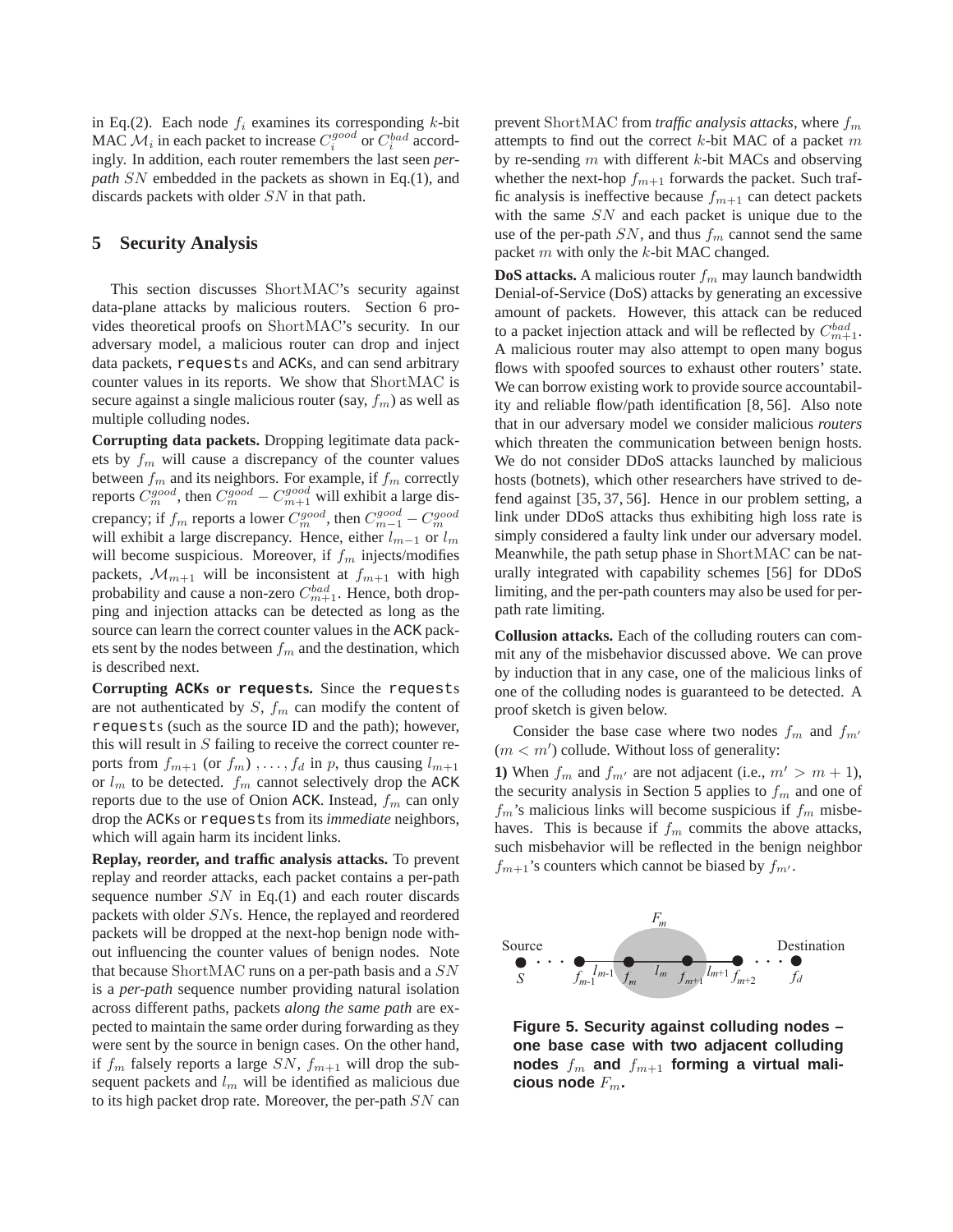in Eq.(2). Each node $f_i$ examines its corresponding $k$-bit MAC $\mathcal{M}_i$ in each packet to increase $C_i^{good}$ or $C_i^{bad}$ accordingly. In addition, each router remembers the last seen *per-path* $SN$ embedded in the packets as shown in Eq.(1), and discards packets with older $SN$ in that path.

## 5 Security Analysis

This section discusses ShortMAC's security against data-plane attacks by malicious routers. Section 6 provides theoretical proofs on ShortMAC's security. In our adversary model, a malicious router can drop and inject data packets, `request`s and ACKs, and can send arbitrary counter values in its reports. We show that ShortMAC is secure against a single malicious router (say, $f_m$) as well as multiple colluding nodes.

**Corrupting data packets.** Dropping legitimate data packets by $f_m$ will cause a discrepancy of the counter values between $f_m$ and its neighbors. For example, if $f_m$ correctly reports $C_m^{good}$, then $C_m^{good} - C_{m+1}^{good}$ will exhibit a large discrepancy; if $f_m$ reports a lower $C_m^{good}$, then $C_{m-1}^{good} - C_m^{good}$ will exhibit a large discrepancy. Hence, either $l_{m-1}$ or $l_m$ will become suspicious. Moreover, if $f_m$ injects/modifies packets, $\mathcal{M}_{m+1}$ will be inconsistent at $f_{m+1}$ with high probability and cause a non-zero $C_{m+1}^{bad}$. Hence, both dropping and injection attacks can be detected as long as the source can learn the correct counter values in the ACK packets sent by the nodes between $f_m$ and the destination, which is described next.

**Corrupting ACKs or `request`s.** Since the `request`s are not authenticated by $S$, $f_m$ can modify the content of `request`s (such as the source ID and the path); however, this will result in $S$ failing to receive the correct counter reports from $f_{m+1}$ (or $f_m$) $, \ldots, f_d$ in $p$, thus causing $l_{m+1}$ or $l_m$ to be detected. $f_m$ cannot selectively drop the ACK reports due to the use of Onion ACK. Instead, $f_m$ can only drop the ACKs or `request`s from its *immediate* neighbors, which will again harm its incident links.

**Replay, reorder, and traffic analysis attacks.** To prevent replay and reorder attacks, each packet contains a per-path sequence number $SN$ in Eq.(1) and each router discards packets with older $SN$s. Hence, the replayed and reordered packets will be dropped at the next-hop benign node without influencing the counter values of benign nodes. Note that because ShortMAC runs on a per-path basis and a $SN$ is a *per-path* sequence number providing natural isolation across different paths, packets *along the same path* are expected to maintain the same order during forwarding as they were sent by the source in benign cases. On the other hand, if $f_m$ falsely reports a large $SN$, $f_{m+1}$ will drop the subsequent packets and $l_m$ will be identified as malicious due to its high packet drop rate. Moreover, the per-path $SN$ can prevent ShortMAC from *traffic analysis attacks*, where $f_m$ attempts to find out the correct $k$-bit MAC of a packet $m$ by re-sending $m$ with different $k$-bit MACs and observing whether the next-hop $f_{m+1}$ forwards the packet. Such traffic analysis is ineffective because $f_{m+1}$ can detect packets with the same $SN$ and each packet is unique due to the use of the per-path $SN$, and thus $f_m$ cannot send the same packet $m$ with only the $k$-bit MAC changed.

**DoS attacks.** A malicious router $f_m$ may launch bandwidth Denial-of-Service (DoS) attacks by generating an excessive amount of packets. However, this attack can be reduced to a packet injection attack and will be reflected by $C_{m+1}^{bad}$. A malicious router may also attempt to open many bogus flows with spoofed sources to exhaust other routers' state. We can borrow existing work to provide source accountability and reliable flow/path identification [8, 56]. Also note that in our adversary model we consider malicious *routers* which threaten the communication between benign hosts. We do not consider DDoS attacks launched by malicious hosts (botnets), which other researchers have strived to defend against [35, 37, 56]. Hence in our problem setting, a link under DDoS attacks thus exhibiting high loss rate is simply considered a faulty link under our adversary model. Meanwhile, the path setup phase in ShortMAC can be naturally integrated with capability schemes [56] for DDoS limiting, and the per-path counters may also be used for per-path rate limiting.

**Collusion attacks.** Each of the colluding routers can commit any of the misbehavior discussed above. We can prove by induction that in any case, one of the malicious links of one of the colluding nodes is guaranteed to be detected. A proof sketch is given below.

Consider the base case where two nodes $f_m$ and $f_{m'}$ ($m < m'$) collude. Without loss of generality:

**1)** When $f_m$ and $f_{m'}$ are not adjacent (i.e., $m' > m + 1$), the security analysis in Section 5 applies to $f_m$ and one of $f_m$'s malicious links will become suspicious if $f_m$ misbehaves. This is because if $f_m$ commits the above attacks, such misbehavior will be reflected in the benign neighbor $f_{m+1}$'s counters which cannot be biased by $f_{m'}$.

**Figure 5. Security against colluding nodes – one base case with two adjacent colluding nodes $f_m$ and $f_{m+1}$ forming a virtual malicious node $F_m$.**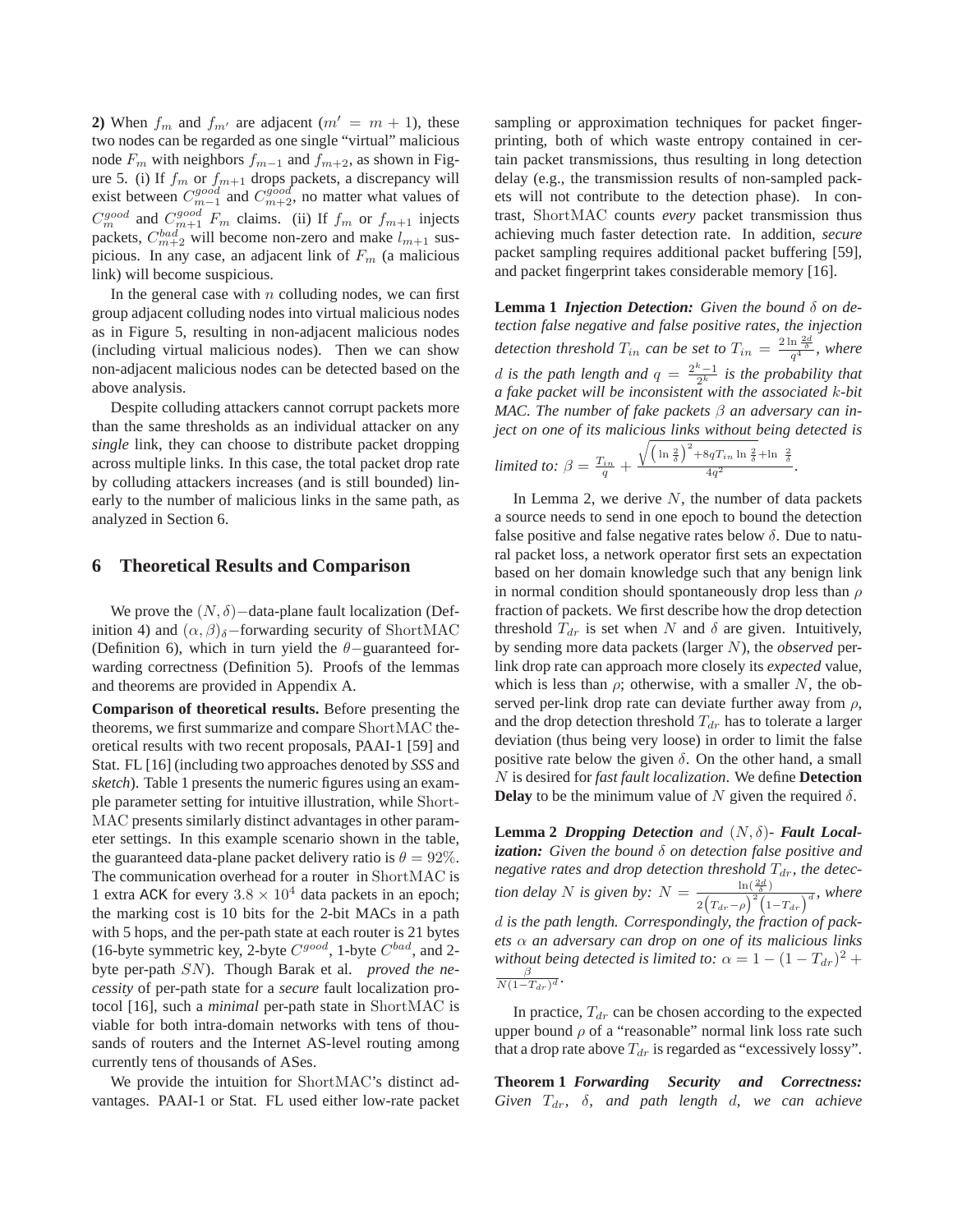**2)** When $f_m$ and $f_{m'}$ are adjacent ($m' = m+1$), these two nodes can be regarded as one single "virtual" malicious node $F_m$ with neighbors $f_{m-1}$ and $f_{m+2}$, as shown in Figure 5. (i) If $f_m$ or $f_{m+1}$ drops packets, a discrepancy will exist between $C^{good}_{m-1}$ and $C^{good}_{m+2}$, no matter what values of $C^{good}_{m}$ and $C^{good}_{m+1}$ $F_m$ claims. (ii) If $f_m$ or $f_{m+1}$ injects packets, $C^{bad}_{m+2}$ will become non-zero and make $l_{m+1}$ suspicious. In any case, an adjacent link of $F_m$ (a malicious link) will become suspicious.

In the general case with $n$ colluding nodes, we can first group adjacent colluding nodes into virtual malicious nodes as in Figure 5, resulting in non-adjacent malicious nodes (including virtual malicious nodes). Then we can show non-adjacent malicious nodes can be detected based on the above analysis.

Despite colluding attackers cannot corrupt packets more than the same thresholds as an individual attacker on any *single* link, they can choose to distribute packet dropping across multiple links. In this case, the total packet drop rate by colluding attackers increases (and is still bounded) linearly to the number of malicious links in the same path, as analyzed in Section 6.

## 6 Theoretical Results and Comparison

We prove the $(N,\delta)-$data-plane fault localization (Definition 4) and $(\alpha,\beta)_\delta-$forwarding security of ShortMAC (Definition 6), which in turn yield the $\theta-$guaranteed forwarding correctness (Definition 5). Proofs of the lemmas and theorems are provided in Appendix A.

**Comparison of theoretical results.** Before presenting the theorems, we first summarize and compare ShortMAC theoretical results with two recent proposals, PAAI-1 [59] and Stat. FL [16] (including two approaches denoted by *SSS* and *sketch*). Table 1 presents the numeric figures using an example parameter setting for intuitive illustration, while ShortMAC presents similarly distinct advantages in other parameter settings. In this example scenario shown in the table, the guaranteed data-plane packet delivery ratio is $\theta = 92\%$. The communication overhead for a router in ShortMAC is 1 extra ACK for every $3.8\times10^4$ data packets in an epoch; the marking cost is 10 bits for the 2-bit MACs in a path with 5 hops, and the per-path state at each router is 21 bytes (16-byte symmetric key, 2-byte $C^{good}$, 1-byte $C^{bad}$, and 2-byte per-path $SN$). Though Barak et al. *proved the necessity* of per-path state for a *secure* fault localization protocol [16], such a *minimal* per-path state in ShortMAC is viable for both intra-domain networks with tens of thousands of routers and the Internet AS-level routing among currently tens of thousands of ASes.

We provide the intuition for ShortMAC's distinct advantages. PAAI-1 or Stat. FL used either low-rate packet sampling or approximation techniques for packet fingerprinting, both of which waste entropy contained in certain packet transmissions, thus resulting in long detection delay (e.g., the transmission results of non-sampled packets will not contribute to the detection phase). In contrast, ShortMAC counts *every* packet transmission thus achieving much faster detection rate. In addition, *secure* packet sampling requires additional packet buffering [59], and packet fingerprint takes considerable memory [16].

**Lemma 1** ***Injection Detection:*** *Given the bound $\delta$ on detection false negative and false positive rates, the injection detection threshold $T_{in}$ can be set to $T_{in} = \frac{2\ln\frac{2d}{\delta}}{q^4}$, where $d$ is the path length and $q = \frac{2^k-1}{2^k}$ is the probability that a fake packet will be inconsistent with the associated $k$-bit MAC. The number of fake packets $\beta$ an adversary can inject on one of its malicious links without being detected is limited to: $\beta = \frac{T_{in}}{q} + \frac{\sqrt{\left(\ln\frac{2}{\delta}\right)^2 + 8qT_{in}\ln\frac{2}{\delta}} + \ln\frac{2}{\delta}}{4q^2}$.*

In Lemma 2, we derive $N$, the number of data packets a source needs to send in one epoch to bound the detection false positive and false negative rates below $\delta$. Due to natural packet loss, a network operator first sets an expectation based on her domain knowledge such that any benign link in normal condition should spontaneously drop less than $\rho$ fraction of packets. We first describe how the drop detection threshold $T_{dr}$ is set when $N$ and $\delta$ are given. Intuitively, by sending more data packets (larger $N$), the *observed* per-link drop rate can approach more closely its *expected* value, which is less than $\rho$; otherwise, with a smaller $N$, the observed per-link drop rate can deviate further away from $\rho$, and the drop detection threshold $T_{dr}$ has to tolerate a larger deviation (thus being very loose) in order to limit the false positive rate below the given $\delta$. On the other hand, a small $N$ is desired for *fast fault localization*. We define **Detection Delay** to be the minimum value of $N$ given the required $\delta$.

**Lemma 2** ***Dropping Detection*** *and* $(N,\delta)$*-* ***Fault Localization:*** *Given the bound $\delta$ on detection false positive and negative rates and drop detection threshold $T_{dr}$, the detection delay $N$ is given by: $N = \frac{\ln(\frac{2d}{\delta})}{2\left(T_{dr}-\rho\right)^2\left(1-T_{dr}\right)^d}$, where $d$ is the path length. Correspondingly, the fraction of packets $\alpha$ an adversary can drop on one of its malicious links without being detected is limited to: $\alpha = 1-(1-T_{dr})^2 + \frac{\beta}{N(1-T_{dr})^d}$.*

In practice, $T_{dr}$ can be chosen according to the expected upper bound $\rho$ of a "reasonable" normal link loss rate such that a drop rate above $T_{dr}$ is regarded as "excessively lossy".

**Theorem 1** ***Forwarding Security and Correctness:*** *Given $T_{dr}$, $\delta$, and path length $d$, we can achieve*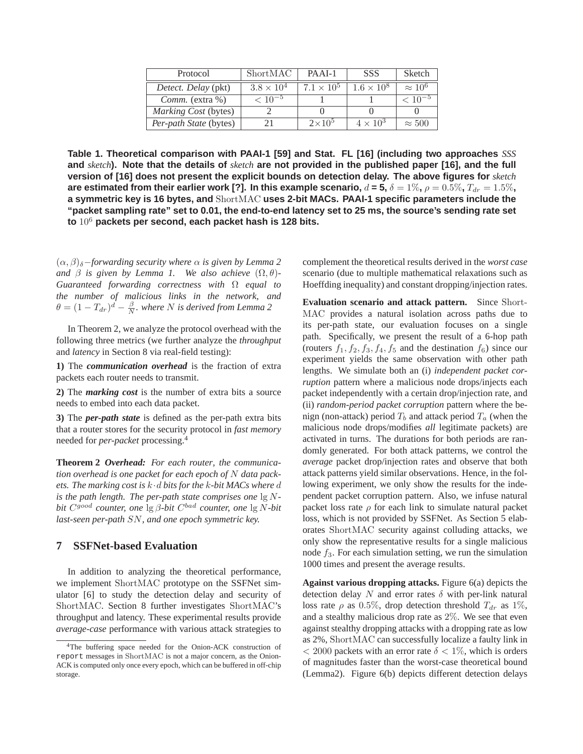| Protocol | ShortMAC | PAAI-1 | SSS | Sketch |
|---|---|---|---|---|
| *Detect. Delay* (pkt) | $3.8 \times 10^4$ | $7.1 \times 10^5$ | $1.6 \times 10^8$ | $\approx 10^6$ |
| *Comm.* (extra %) | $< 10^{-5}$ | 1 | 1 | $< 10^{-5}$ |
| *Marking Cost* (bytes) | 2 | 0 | 0 | 0 |
| *Per-path State* (bytes) | 21 | $2 \times 10^5$ | $4 \times 10^3$ | $\approx 500$ |

**Table 1. Theoretical comparison with PAAI-1 [59] and Stat. FL [16] (including two approaches *SSS* and *sketch*). Note that the details of *sketch* are not provided in the published paper [16], and the full version of [16] does not present the explicit bounds on detection delay. The above figures for *sketch* are estimated from their earlier work [?]. In this example scenario, $d$ = 5, $\delta = 1\%$, $\rho = 0.5\%$, $T_{dr} = 1.5\%$, a symmetric key is 16 bytes, and ShortMAC uses 2-bit MACs. PAAI-1 specific parameters include the "packet sampling rate" set to 0.01, the end-to-end latency set to 25 ms, the source's sending rate set to $10^6$ packets per second, each packet hash is 128 bits.**

*$(\alpha, \beta)_\delta$−forwarding security where $\alpha$ is given by Lemma 2 and $\beta$ is given by Lemma 1. We also achieve $(\Omega, \theta)$-Guaranteed forwarding correctness with $\Omega$ equal to the number of malicious links in the network, and $\theta = (1 - T_{dr})^d - \frac{\beta}{N}$. where $N$ is derived from Lemma 2*

In Theorem 2, we analyze the protocol overhead with the following three metrics (we further analyze the *throughput* and *latency* in Section 8 via real-field testing):

**1)** The ***communication overhead*** is the fraction of extra packets each router needs to transmit.

**2)** The ***marking cost*** is the number of extra bits a source needs to embed into each data packet.

**3)** The ***per-path state*** is defined as the per-path extra bits that a router stores for the security protocol in *fast memory* needed for *per-packet* processing.[4]

**Theorem 2** ***Overhead:*** *For each router, the communication overhead is one packet for each epoch of $N$ data packets. The marking cost is $k \cdot d$ bits for the $k$-bit MACs where $d$ is the path length. The per-path state comprises one $\lg N$-bit $C^{good}$ counter, one $\lg \beta$-bit $C^{bad}$ counter, one $\lg N$-bit last-seen per-path $SN$, and one epoch symmetric key.*

## 7 SSFNet-based Evaluation

In addition to analyzing the theoretical performance, we implement ShortMAC prototype on the SSFNet simulator [6] to study the detection delay and security of ShortMAC. Section 8 further investigates ShortMAC's throughput and latency. These experimental results provide *average-case* performance with various attack strategies to complement the theoretical results derived in the *worst case* scenario (due to multiple mathematical relaxations such as Hoeffding inequality) and constant dropping/injection rates.

**Evaluation scenario and attack pattern.** Since ShortMAC provides a natural isolation across paths due to its per-path state, our evaluation focuses on a single path. Specifically, we present the result of a 6-hop path (routers $f_1, f_2, f_3, f_4, f_5$ and the destination $f_6$) since our experiment yields the same observation with other path lengths. We simulate both an (i) *independent packet corruption* pattern where a malicious node drops/injects each packet independently with a certain drop/injection rate, and (ii) *random-period packet corruption* pattern where the benign (non-attack) period $T_b$ and attack period $T_a$ (when the malicious node drops/modifies *all* legitimate packets) are activated in turns. The durations for both periods are randomly generated. For both attack patterns, we control the *average* packet drop/injection rates and observe that both attack patterns yield similar observations. Hence, in the following experiment, we only show the results for the independent packet corruption pattern. Also, we infuse natural packet loss rate $\rho$ for each link to simulate natural packet loss, which is not provided by SSFNet. As Section 5 elaborates ShortMAC security against colluding attacks, we only show the representative results for a single malicious node $f_3$. For each simulation setting, we run the simulation 1000 times and present the average results.

**Against various dropping attacks.** Figure 6(a) depicts the detection delay $N$ and error rates $\delta$ with per-link natural loss rate $\rho$ as $0.5\%$, drop detection threshold $T_{dr}$ as $1\%$, and a stealthy malicious drop rate as $2\%$. We see that even against stealthy dropping attacks with a dropping rate as low as 2%, ShortMAC can successfully localize a faulty link in $< 2000$ packets with an error rate $\delta < 1\%$, which is orders of magnitudes faster than the worst-case theoretical bound (Lemma2). Figure 6(b) depicts different detection delays

[4]The buffering space needed for the Onion-ACK construction of `report` messages in ShortMAC is not a major concern, as the Onion-ACK is computed only once every epoch, which can be buffered in off-chip storage.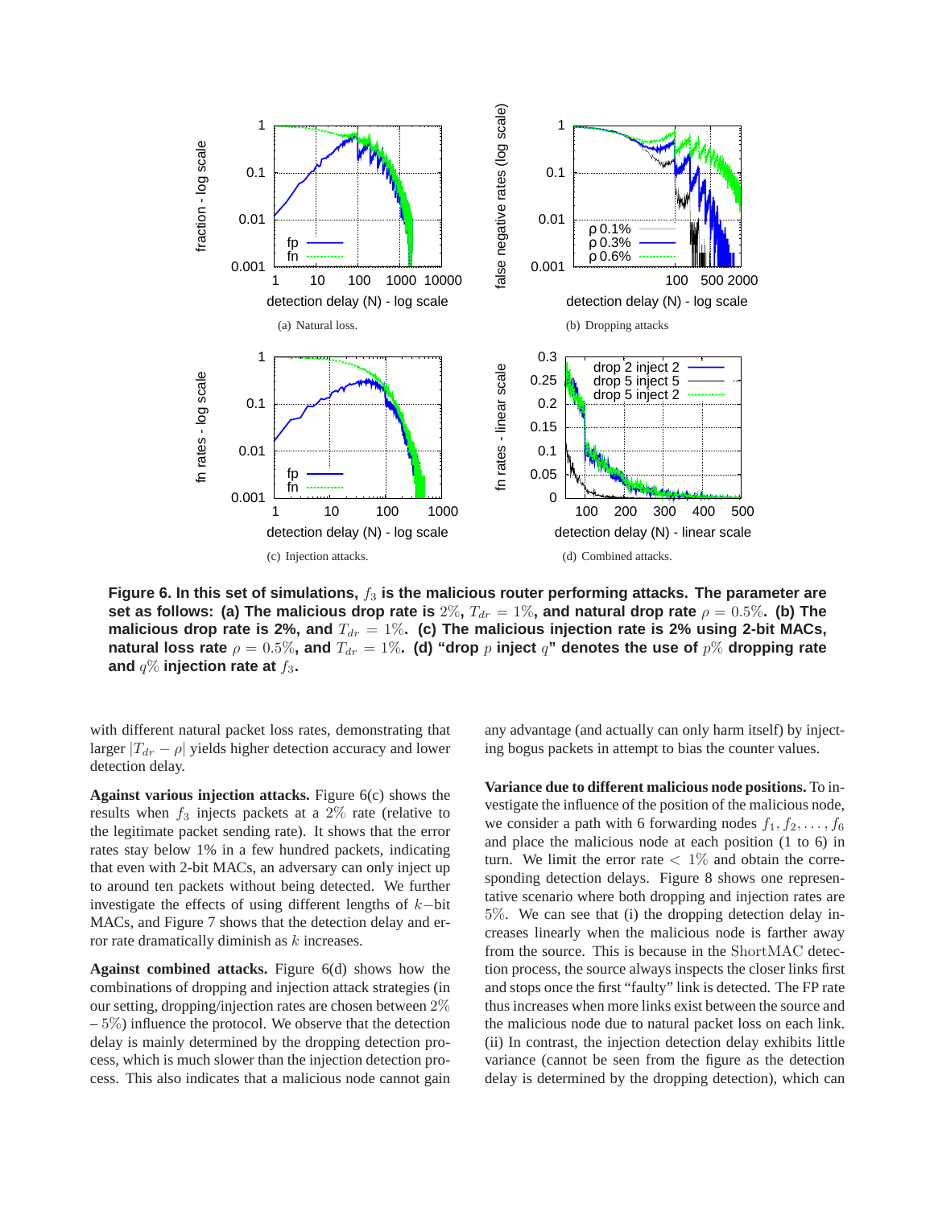(a) Natural loss.

(b) Dropping attacks

(c) Injection attacks.

(d) Combined attacks.

**Figure 6. In this set of simulations, $f_3$ is the malicious router performing attacks. The parameter are set as follows: (a) The malicious drop rate is $2\%$, $T_{dr} = 1\%$, and natural drop rate $\rho = 0.5\%$. (b) The malicious drop rate is 2%, and $T_{dr} = 1\%$. (c) The malicious injection rate is 2% using 2-bit MACs, natural loss rate $\rho = 0.5\%$, and $T_{dr} = 1\%$. (d) "drop $p$ inject $q$" denotes the use of $p\%$ dropping rate and $q\%$ injection rate at $f_3$.**

with different natural packet loss rates, demonstrating that larger $|T_{dr} - \rho|$ yields higher detection accuracy and lower detection delay.

**Against various injection attacks.** Figure 6(c) shows the results when $f_3$ injects packets at a $2\%$ rate (relative to the legitimate packet sending rate). It shows that the error rates stay below 1% in a few hundred packets, indicating that even with 2-bit MACs, an adversary can only inject up to around ten packets without being detected. We further investigate the effects of using different lengths of $k-$bit MACs, and Figure 7 shows that the detection delay and error rate dramatically diminish as $k$ increases.

**Against combined attacks.** Figure 6(d) shows how the combinations of dropping and injection attack strategies (in our setting, dropping/injection rates are chosen between $2\%$ – $5\%$) influence the protocol. We observe that the detection delay is mainly determined by the dropping detection process, which is much slower than the injection detection process. This also indicates that a malicious node cannot gain any advantage (and actually can only harm itself) by injecting bogus packets in attempt to bias the counter values.

**Variance due to different malicious node positions.** To investigate the influence of the position of the malicious node, we consider a path with 6 forwarding nodes $f_1, f_2, \ldots, f_6$ and place the malicious node at each position (1 to 6) in turn. We limit the error rate $< 1\%$ and obtain the corresponding detection delays. Figure 8 shows one representative scenario where both dropping and injection rates are $5\%$. We can see that (i) the dropping detection delay increases linearly when the malicious node is farther away from the source. This is because in the ShortMAC detection process, the source always inspects the closer links first and stops once the first "faulty" link is detected. The FP rate thus increases when more links exist between the source and the malicious node due to natural packet loss on each link. (ii) In contrast, the injection detection delay exhibits little variance (cannot be seen from the figure as the detection delay is determined by the dropping detection), which can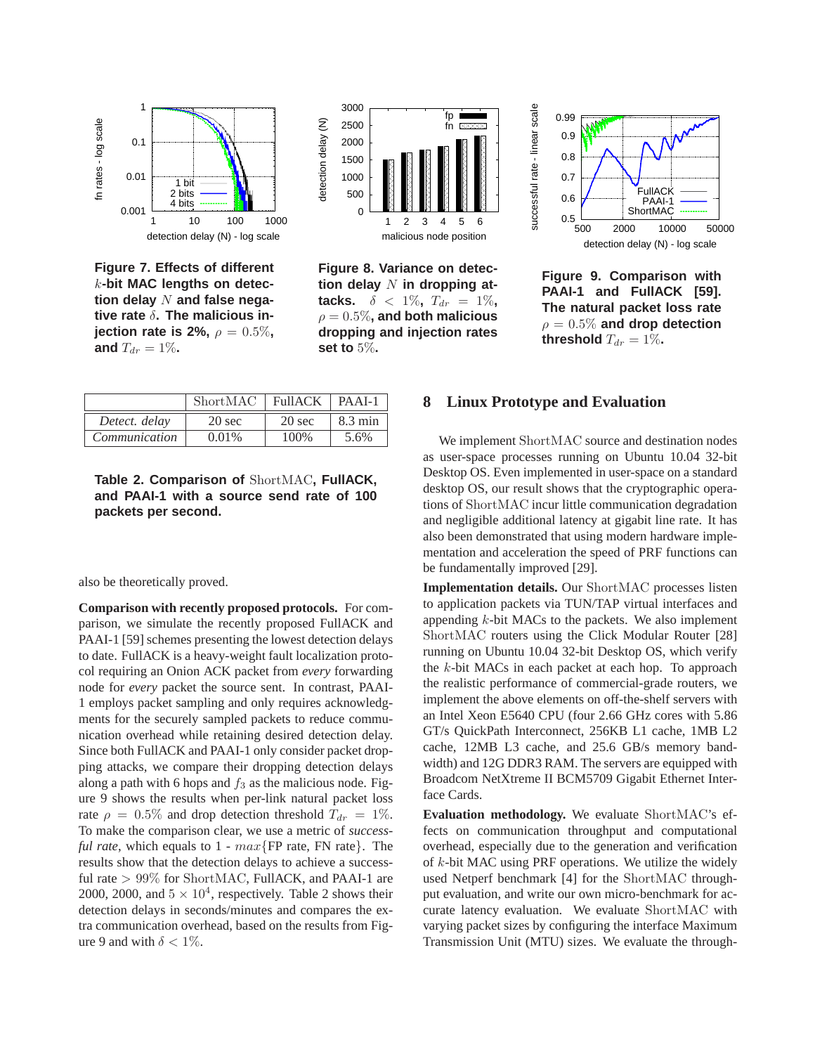Figure 7. Effects of different $k$-bit MAC lengths on detection delay $N$ and false negative rate $\delta$. The malicious injection rate is 2%, $\rho = 0.5\%$, and $T_{dr} = 1\%$.

Figure 8. Variance on detection delay $N$ in dropping attacks. $\delta < 1\%$, $T_{dr} = 1\%$, $\rho = 0.5\%$, and both malicious dropping and injection rates set to 5%.

Figure 9. Comparison with PAAI-1 and FullACK [59]. The natural packet loss rate $\rho = 0.5\%$ and drop detection threshold $T_{dr} = 1\%$.

| | ShortMAC | FullACK | PAAI-1 |
|---|---|---|---|
| *Detect. delay* | 20 sec | 20 sec | 8.3 min |
| *Communication* | 0.01% | 100% | 5.6% |

**Table 2. Comparison of ShortMAC, FullACK, and PAAI-1 with a source send rate of 100 packets per second.**

also be theoretically proved.

**Comparison with recently proposed protocols.** For comparison, we simulate the recently proposed FullACK and PAAI-1 [59] schemes presenting the lowest detection delays to date. FullACK is a heavy-weight fault localization protocol requiring an Onion ACK packet from *every* forwarding node for *every* packet the source sent. In contrast, PAAI-1 employs packet sampling and only requires acknowledgments for the securely sampled packets to reduce communication overhead while retaining desired detection delay. Since both FullACK and PAAI-1 only consider packet dropping attacks, we compare their dropping detection delays along a path with 6 hops and $f_3$ as the malicious node. Figure 9 shows the results when per-link natural packet loss rate $\rho = 0.5\%$ and drop detection threshold $T_{dr} = 1\%$. To make the comparison clear, we use a metric of *successful rate*, which equals to 1 - $max${FP rate, FN rate}. The results show that the detection delays to achieve a successful rate $> 99\%$ for ShortMAC, FullACK, and PAAI-1 are 2000, 2000, and $5 \times 10^4$, respectively. Table 2 shows their detection delays in seconds/minutes and compares the extra communication overhead, based on the results from Figure 9 and with $\delta < 1\%$.

## 8 Linux Prototype and Evaluation

We implement ShortMAC source and destination nodes as user-space processes running on Ubuntu 10.04 32-bit Desktop OS. Even implemented in user-space on a standard desktop OS, our result shows that the cryptographic operations of ShortMAC incur little communication degradation and negligible additional latency at gigabit line rate. It has also been demonstrated that using modern hardware implementation and acceleration the speed of PRF functions can be fundamentally improved [29].

**Implementation details.** Our ShortMAC processes listen to application packets via TUN/TAP virtual interfaces and appending $k$-bit MACs to the packets. We also implement ShortMAC routers using the Click Modular Router [28] running on Ubuntu 10.04 32-bit Desktop OS, which verify the $k$-bit MACs in each packet at each hop. To approach the realistic performance of commercial-grade routers, we implement the above elements on off-the-shelf servers with an Intel Xeon E5640 CPU (four 2.66 GHz cores with 5.86 GT/s QuickPath Interconnect, 256KB L1 cache, 1MB L2 cache, 12MB L3 cache, and 25.6 GB/s memory bandwidth) and 12G DDR3 RAM. The servers are equipped with Broadcom NetXtreme II BCM5709 Gigabit Ethernet Interface Cards.

**Evaluation methodology.** We evaluate ShortMAC's effects on communication throughput and computational overhead, especially due to the generation and verification of $k$-bit MAC using PRF operations. We utilize the widely used Netperf benchmark [4] for the ShortMAC throughput evaluation, and write our own micro-benchmark for accurate latency evaluation. We evaluate ShortMAC with varying packet sizes by configuring the interface Maximum Transmission Unit (MTU) sizes. We evaluate the through-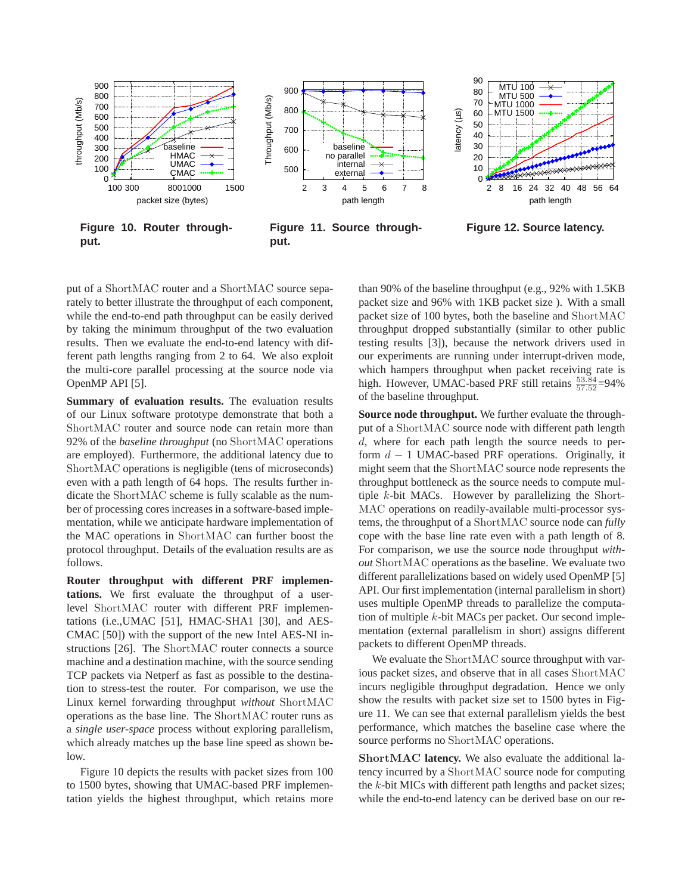Figure 10. Router throughput.

Figure 11. Source throughput.

Figure 12. Source latency.

put of a ShortMAC router and a ShortMAC source separately to better illustrate the throughput of each component, while the end-to-end path throughput can be easily derived by taking the minimum throughput of the two evaluation results. Then we evaluate the end-to-end latency with different path lengths ranging from 2 to 64. We also exploit the multi-core parallel processing at the source node via OpenMP API [5].

**Summary of evaluation results.** The evaluation results of our Linux software prototype demonstrate that both a ShortMAC router and source node can retain more than 92% of the *baseline throughput* (no ShortMAC operations are employed). Furthermore, the additional latency due to ShortMAC operations is negligible (tens of microseconds) even with a path length of 64 hops. The results further indicate the ShortMAC scheme is fully scalable as the number of processing cores increases in a software-based implementation, while we anticipate hardware implementation of the MAC operations in ShortMAC can further boost the protocol throughput. Details of the evaluation results are as follows.

**Router throughput with different PRF implementations.** We first evaluate the throughput of a user-level ShortMAC router with different PRF implementations (i.e.,UMAC [51], HMAC-SHA1 [30], and AES-CMAC [50]) with the support of the new Intel AES-NI instructions [26]. The ShortMAC router connects a source machine and a destination machine, with the source sending TCP packets via Netperf as fast as possible to the destination to stress-test the router. For comparison, we use the Linux kernel forwarding throughput *without* ShortMAC operations as the base line. The ShortMAC router runs as a *single user-space* process without exploring parallelism, which already matches up the base line speed as shown below.

Figure 10 depicts the results with packet sizes from 100 to 1500 bytes, showing that UMAC-based PRF implementation yields the highest throughput, which retains more than 90% of the baseline throughput (e.g., 92% with 1.5KB packet size and 96% with 1KB packet size ). With a small packet size of 100 bytes, both the baseline and ShortMAC throughput dropped substantially (similar to other public testing results [3]), because the network drivers used in our experiments are running under interrupt-driven mode, which hampers throughput when packet receiving rate is high. However, UMAC-based PRF still retains $\frac{53.84}{57.52}$=94% of the baseline throughput.

**Source node throughput.** We further evaluate the throughput of a ShortMAC source node with different path length $d$, where for each path length the source needs to perform $d-1$ UMAC-based PRF operations. Originally, it might seem that the ShortMAC source node represents the throughput bottleneck as the source needs to compute multiple $k$-bit MACs. However by parallelizing the ShortMAC operations on readily-available multi-processor systems, the throughput of a ShortMAC source node can *fully* cope with the base line rate even with a path length of 8. For comparison, we use the source node throughput *without* ShortMAC operations as the baseline. We evaluate two different parallelizations based on widely used OpenMP [5] API. Our first implementation (internal parallelism in short) uses multiple OpenMP threads to parallelize the computation of multiple $k$-bit MACs per packet. Our second implementation (external parallelism in short) assigns different packets to different OpenMP threads.

We evaluate the ShortMAC source throughput with various packet sizes, and observe that in all cases ShortMAC incurs negligible throughput degradation. Hence we only show the results with packet size set to 1500 bytes in Figure 11. We can see that external parallelism yields the best performance, which matches the baseline case where the source performs no ShortMAC operations.

**ShortMAC latency.** We also evaluate the additional latency incurred by a ShortMAC source node for computing the $k$-bit MICs with different path lengths and packet sizes; while the end-to-end latency can be derived base on our re-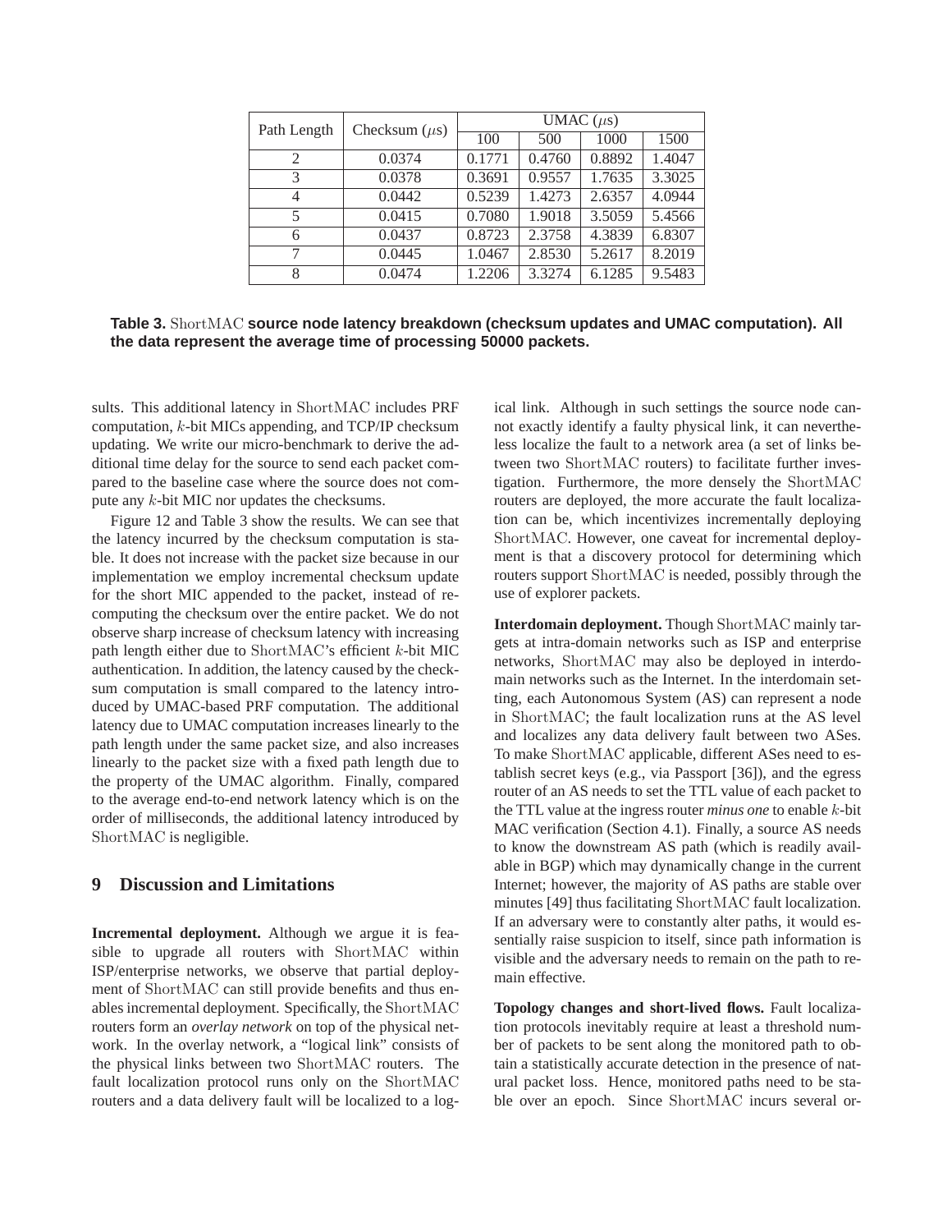| Path Length | Checksum ($\mu$s) | UMAC ($\mu$s) | | | |
|---|---|---|---|---|---|
| | | 100 | 500 | 1000 | 1500 |
| 2 | 0.0374 | 0.1771 | 0.4760 | 0.8892 | 1.4047 |
| 3 | 0.0378 | 0.3691 | 0.9557 | 1.7635 | 3.3025 |
| 4 | 0.0442 | 0.5239 | 1.4273 | 2.6357 | 4.0944 |
| 5 | 0.0415 | 0.7080 | 1.9018 | 3.5059 | 5.4566 |
| 6 | 0.0437 | 0.8723 | 2.3758 | 4.3839 | 6.8307 |
| 7 | 0.0445 | 1.0467 | 2.8530 | 5.2617 | 8.2019 |
| 8 | 0.0474 | 1.2206 | 3.3274 | 6.1285 | 9.5483 |

**Table 3. ShortMAC source node latency breakdown (checksum updates and UMAC computation). All the data represent the average time of processing 50000 packets.**

sults. This additional latency in ShortMAC includes PRF computation, $k$-bit MICs appending, and TCP/IP checksum updating. We write our micro-benchmark to derive the additional time delay for the source to send each packet compared to the baseline case where the source does not compute any $k$-bit MIC nor updates the checksums.

Figure 12 and Table 3 show the results. We can see that the latency incurred by the checksum computation is stable. It does not increase with the packet size because in our implementation we employ incremental checksum update for the short MIC appended to the packet, instead of recomputing the checksum over the entire packet. We do not observe sharp increase of checksum latency with increasing path length either due to ShortMAC's efficient $k$-bit MIC authentication. In addition, the latency caused by the checksum computation is small compared to the latency introduced by UMAC-based PRF computation. The additional latency due to UMAC computation increases linearly to the path length under the same packet size, and also increases linearly to the packet size with a fixed path length due to the property of the UMAC algorithm. Finally, compared to the average end-to-end network latency which is on the order of milliseconds, the additional latency introduced by ShortMAC is negligible.

## 9 Discussion and Limitations

**Incremental deployment.** Although we argue it is feasible to upgrade all routers with ShortMAC within ISP/enterprise networks, we observe that partial deployment of ShortMAC can still provide benefits and thus enables incremental deployment. Specifically, the ShortMAC routers form an *overlay network* on top of the physical network. In the overlay network, a "logical link" consists of the physical links between two ShortMAC routers. The fault localization protocol runs only on the ShortMAC routers and a data delivery fault will be localized to a logical link. Although in such settings the source node cannot exactly identify a faulty physical link, it can nevertheless localize the fault to a network area (a set of links between two ShortMAC routers) to facilitate further investigation. Furthermore, the more densely the ShortMAC routers are deployed, the more accurate the fault localization can be, which incentivizes incrementally deploying ShortMAC. However, one caveat for incremental deployment is that a discovery protocol for determining which routers support ShortMAC is needed, possibly through the use of explorer packets.

**Interdomain deployment.** Though ShortMAC mainly targets at intra-domain networks such as ISP and enterprise networks, ShortMAC may also be deployed in interdomain networks such as the Internet. In the interdomain setting, each Autonomous System (AS) can represent a node in ShortMAC; the fault localization runs at the AS level and localizes any data delivery fault between two ASes. To make ShortMAC applicable, different ASes need to establish secret keys (e.g., via Passport [36]), and the egress router of an AS needs to set the TTL value of each packet to the TTL value at the ingress router *minus one* to enable $k$-bit MAC verification (Section 4.1). Finally, a source AS needs to know the downstream AS path (which is readily available in BGP) which may dynamically change in the current Internet; however, the majority of AS paths are stable over minutes [49] thus facilitating ShortMAC fault localization. If an adversary were to constantly alter paths, it would essentially raise suspicion to itself, since path information is visible and the adversary needs to remain on the path to remain effective.

**Topology changes and short-lived flows.** Fault localization protocols inevitably require at least a threshold number of packets to be sent along the monitored path to obtain a statistically accurate detection in the presence of natural packet loss. Hence, monitored paths need to be stable over an epoch. Since ShortMAC incurs several or-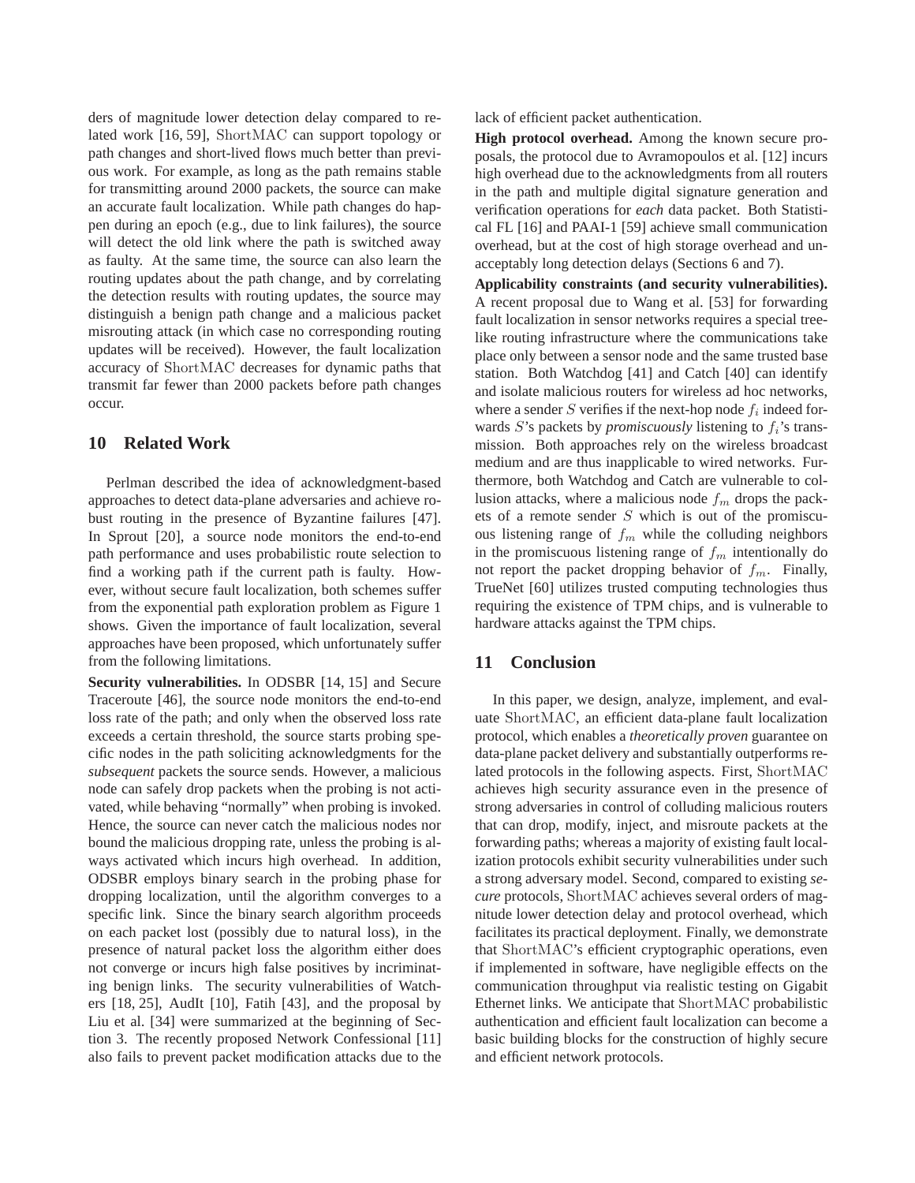ders of magnitude lower detection delay compared to related work [16, 59], ShortMAC can support topology or path changes and short-lived flows much better than previous work. For example, as long as the path remains stable for transmitting around 2000 packets, the source can make an accurate fault localization. While path changes do happen during an epoch (e.g., due to link failures), the source will detect the old link where the path is switched away as faulty. At the same time, the source can also learn the routing updates about the path change, and by correlating the detection results with routing updates, the source may distinguish a benign path change and a malicious packet misrouting attack (in which case no corresponding routing updates will be received). However, the fault localization accuracy of ShortMAC decreases for dynamic paths that transmit far fewer than 2000 packets before path changes occur.

## 10 Related Work

Perlman described the idea of acknowledgment-based approaches to detect data-plane adversaries and achieve robust routing in the presence of Byzantine failures [47]. In Sprout [20], a source node monitors the end-to-end path performance and uses probabilistic route selection to find a working path if the current path is faulty. However, without secure fault localization, both schemes suffer from the exponential path exploration problem as Figure 1 shows. Given the importance of fault localization, several approaches have been proposed, which unfortunately suffer from the following limitations.

**Security vulnerabilities.** In ODSBR [14, 15] and Secure Traceroute [46], the source node monitors the end-to-end loss rate of the path; and only when the observed loss rate exceeds a certain threshold, the source starts probing specific nodes in the path soliciting acknowledgments for the *subsequent* packets the source sends. However, a malicious node can safely drop packets when the probing is not activated, while behaving "normally" when probing is invoked. Hence, the source can never catch the malicious nodes nor bound the malicious dropping rate, unless the probing is always activated which incurs high overhead. In addition, ODSBR employs binary search in the probing phase for dropping localization, until the algorithm converges to a specific link. Since the binary search algorithm proceeds on each packet lost (possibly due to natural loss), in the presence of natural packet loss the algorithm either does not converge or incurs high false positives by incriminating benign links. The security vulnerabilities of Watchers [18, 25], AudIt [10], Fatih [43], and the proposal by Liu et al. [34] were summarized at the beginning of Section 3. The recently proposed Network Confessional [11] also fails to prevent packet modification attacks due to the lack of efficient packet authentication.

**High protocol overhead.** Among the known secure proposals, the protocol due to Avramopoulos et al. [12] incurs high overhead due to the acknowledgments from all routers in the path and multiple digital signature generation and verification operations for *each* data packet. Both Statistical FL [16] and PAAI-1 [59] achieve small communication overhead, but at the cost of high storage overhead and unacceptably long detection delays (Sections 6 and 7).

**Applicability constraints (and security vulnerabilities).** A recent proposal due to Wang et al. [53] for forwarding fault localization in sensor networks requires a special tree-like routing infrastructure where the communications take place only between a sensor node and the same trusted base station. Both Watchdog [41] and Catch [40] can identify and isolate malicious routers for wireless ad hoc networks, where a sender $S$ verifies if the next-hop node $f_i$ indeed forwards $S$'s packets by *promiscuously* listening to $f_i$'s transmission. Both approaches rely on the wireless broadcast medium and are thus inapplicable to wired networks. Furthermore, both Watchdog and Catch are vulnerable to collusion attacks, where a malicious node $f_m$ drops the packets of a remote sender $S$ which is out of the promiscuous listening range of $f_m$ while the colluding neighbors in the promiscuous listening range of $f_m$ intentionally do not report the packet dropping behavior of $f_m$. Finally, TrueNet [60] utilizes trusted computing technologies thus requiring the existence of TPM chips, and is vulnerable to hardware attacks against the TPM chips.

## 11 Conclusion

In this paper, we design, analyze, implement, and evaluate ShortMAC, an efficient data-plane fault localization protocol, which enables a *theoretically proven* guarantee on data-plane packet delivery and substantially outperforms related protocols in the following aspects. First, ShortMAC achieves high security assurance even in the presence of strong adversaries in control of colluding malicious routers that can drop, modify, inject, and misroute packets at the forwarding paths; whereas a majority of existing fault localization protocols exhibit security vulnerabilities under such a strong adversary model. Second, compared to existing *secure* protocols, ShortMAC achieves several orders of magnitude lower detection delay and protocol overhead, which facilitates its practical deployment. Finally, we demonstrate that ShortMAC's efficient cryptographic operations, even if implemented in software, have negligible effects on the communication throughput via realistic testing on Gigabit Ethernet links. We anticipate that ShortMAC probabilistic authentication and efficient fault localization can become a basic building blocks for the construction of highly secure and efficient network protocols.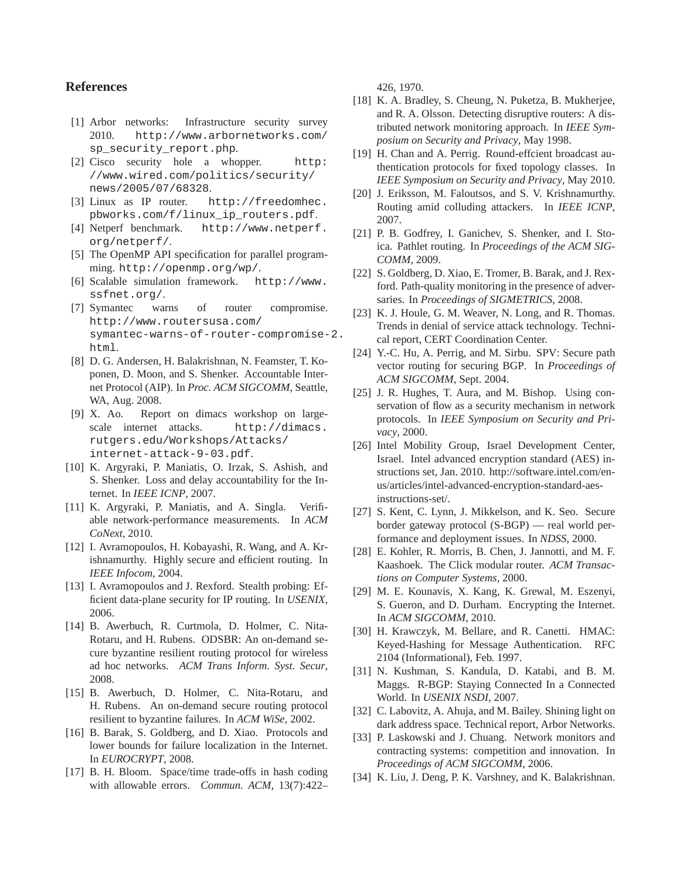## References

[1] Arbor networks: Infrastructure security survey 2010. http://www.arbornetworks.com/sp_security_report.php.

[2] Cisco security hole a whopper. http://www.wired.com/politics/security/news/2005/07/68328.

[3] Linux as IP router. http://freedomhec.pbworks.com/f/linux_ip_routers.pdf.

[4] Netperf benchmark. http://www.netperf.org/netperf/.

[5] The OpenMP API specification for parallel programming. http://openmp.org/wp/.

[6] Scalable simulation framework. http://www.ssfnet.org/.

[7] Symantec warns of router compromise. http://www.routersusa.com/symantec-warns-of-router-compromise-2.html.

[8] D. G. Andersen, H. Balakrishnan, N. Feamster, T. Koponen, D. Moon, and S. Shenker. Accountable Internet Protocol (AIP). In *Proc. ACM SIGCOMM*, Seattle, WA, Aug. 2008.

[9] X. Ao. Report on dimacs workshop on large-scale internet attacks. http://dimacs.rutgers.edu/Workshops/Attacks/internet-attack-9-03.pdf.

[10] K. Argyraki, P. Maniatis, O. Irzak, S. Ashish, and S. Shenker. Loss and delay accountability for the Internet. In *IEEE ICNP*, 2007.

[11] K. Argyraki, P. Maniatis, and A. Singla. Verifiable network-performance measurements. In *ACM CoNext*, 2010.

[12] I. Avramopoulos, H. Kobayashi, R. Wang, and A. Krishnamurthy. Highly secure and efficient routing. In *IEEE Infocom*, 2004.

[13] I. Avramopoulos and J. Rexford. Stealth probing: Efficient data-plane security for IP routing. In *USENIX*, 2006.

[14] B. Awerbuch, R. Curtmola, D. Holmer, C. Nita-Rotaru, and H. Rubens. ODSBR: An on-demand secure byzantine resilient routing protocol for wireless ad hoc networks. *ACM Trans Inform. Syst. Secur*, 2008.

[15] B. Awerbuch, D. Holmer, C. Nita-Rotaru, and H. Rubens. An on-demand secure routing protocol resilient to byzantine failures. In *ACM WiSe*, 2002.

[16] B. Barak, S. Goldberg, and D. Xiao. Protocols and lower bounds for failure localization in the Internet. In *EUROCRYPT*, 2008.

[17] B. H. Bloom. Space/time trade-offs in hash coding with allowable errors. *Commun. ACM*, 13(7):422–426, 1970.

[18] K. A. Bradley, S. Cheung, N. Puketza, B. Mukherjee, and R. A. Olsson. Detecting disruptive routers: A distributed network monitoring approach. In *IEEE Symposium on Security and Privacy*, May 1998.

[19] H. Chan and A. Perrig. Round-effcient broadcast authentication protocols for fixed topology classes. In *IEEE Symposium on Security and Privacy*, May 2010.

[20] J. Eriksson, M. Faloutsos, and S. V. Krishnamurthy. Routing amid colluding attackers. In *IEEE ICNP*, 2007.

[21] P. B. Godfrey, I. Ganichev, S. Shenker, and I. Stoica. Pathlet routing. In *Proceedings of the ACM SIGCOMM*, 2009.

[22] S. Goldberg, D. Xiao, E. Tromer, B. Barak, and J. Rexford. Path-quality monitoring in the presence of adversaries. In *Proceedings of SIGMETRICS*, 2008.

[23] K. J. Houle, G. M. Weaver, N. Long, and R. Thomas. Trends in denial of service attack technology. Technical report, CERT Coordination Center.

[24] Y.-C. Hu, A. Perrig, and M. Sirbu. SPV: Secure path vector routing for securing BGP. In *Proceedings of ACM SIGCOMM*, Sept. 2004.

[25] J. R. Hughes, T. Aura, and M. Bishop. Using conservation of flow as a security mechanism in network protocols. In *IEEE Symposium on Security and Privacy*, 2000.

[26] Intel Mobility Group, Israel Development Center, Israel. Intel advanced encryption standard (AES) instructions set, Jan. 2010. http://software.intel.com/en-us/articles/intel-advanced-encryption-standard-aes-instructions-set/.

[27] S. Kent, C. Lynn, J. Mikkelson, and K. Seo. Secure border gateway protocol (S-BGP) — real world performance and deployment issues. In *NDSS*, 2000.

[28] E. Kohler, R. Morris, B. Chen, J. Jannotti, and M. F. Kaashoek. The Click modular router. *ACM Transactions on Computer Systems*, 2000.

[29] M. E. Kounavis, X. Kang, K. Grewal, M. Eszenyi, S. Gueron, and D. Durham. Encrypting the Internet. In *ACM SIGCOMM*, 2010.

[30] H. Krawczyk, M. Bellare, and R. Canetti. HMAC: Keyed-Hashing for Message Authentication. RFC 2104 (Informational), Feb. 1997.

[31] N. Kushman, S. Kandula, D. Katabi, and B. M. Maggs. R-BGP: Staying Connected In a Connected World. In *USENIX NSDI*, 2007.

[32] C. Labovitz, A. Ahuja, and M. Bailey. Shining light on dark address space. Technical report, Arbor Networks.

[33] P. Laskowski and J. Chuang. Network monitors and contracting systems: competition and innovation. In *Proceedings of ACM SIGCOMM*, 2006.

[34] K. Liu, J. Deng, P. K. Varshney, and K. Balakrishnan.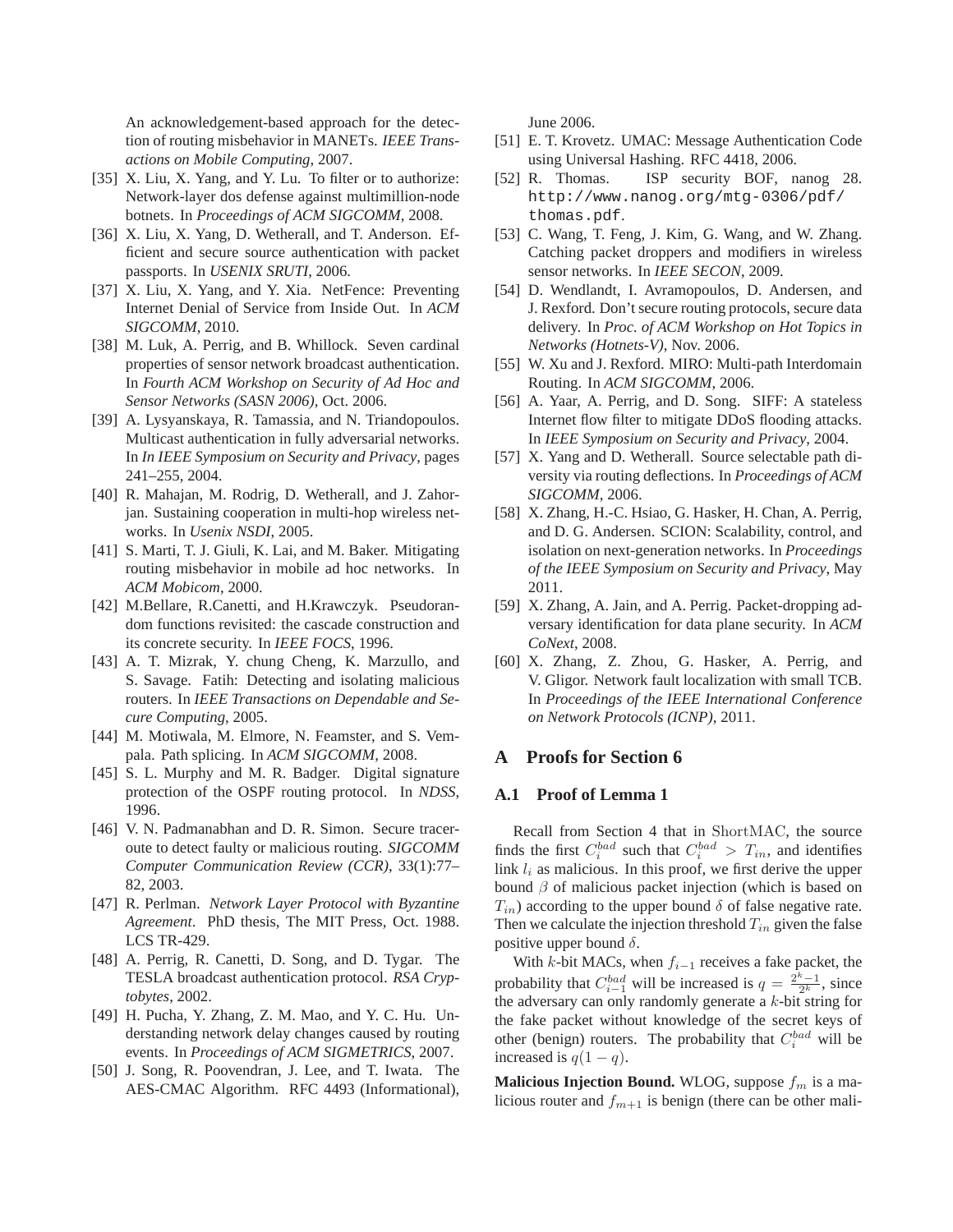An acknowledgement-based approach for the detection of routing misbehavior in MANETs. *IEEE Transactions on Mobile Computing*, 2007.

[35] X. Liu, X. Yang, and Y. Lu. To filter or to authorize: Network-layer dos defense against multimillion-node botnets. In *Proceedings of ACM SIGCOMM*, 2008.

[36] X. Liu, X. Yang, D. Wetherall, and T. Anderson. Efficient and secure source authentication with packet passports. In *USENIX SRUTI*, 2006.

[37] X. Liu, X. Yang, and Y. Xia. NetFence: Preventing Internet Denial of Service from Inside Out. In *ACM SIGCOMM*, 2010.

[38] M. Luk, A. Perrig, and B. Whillock. Seven cardinal properties of sensor network broadcast authentication. In *Fourth ACM Workshop on Security of Ad Hoc and Sensor Networks (SASN 2006)*, Oct. 2006.

[39] A. Lysyanskaya, R. Tamassia, and N. Triandopoulos. Multicast authentication in fully adversarial networks. In *In IEEE Symposium on Security and Privacy*, pages 241–255, 2004.

[40] R. Mahajan, M. Rodrig, D. Wetherall, and J. Zahorjan. Sustaining cooperation in multi-hop wireless networks. In *Usenix NSDI*, 2005.

[41] S. Marti, T. J. Giuli, K. Lai, and M. Baker. Mitigating routing misbehavior in mobile ad hoc networks. In *ACM Mobicom*, 2000.

[42] M.Bellare, R.Canetti, and H.Krawczyk. Pseudorandom functions revisited: the cascade construction and its concrete security. In *IEEE FOCS*, 1996.

[43] A. T. Mizrak, Y. chung Cheng, K. Marzullo, and S. Savage. Fatih: Detecting and isolating malicious routers. In *IEEE Transactions on Dependable and Secure Computing*, 2005.

[44] M. Motiwala, M. Elmore, N. Feamster, and S. Vempala. Path splicing. In *ACM SIGCOMM*, 2008.

[45] S. L. Murphy and M. R. Badger. Digital signature protection of the OSPF routing protocol. In *NDSS*, 1996.

[46] V. N. Padmanabhan and D. R. Simon. Secure traceroute to detect faulty or malicious routing. *SIGCOMM Computer Communication Review (CCR)*, 33(1):77–82, 2003.

[47] R. Perlman. *Network Layer Protocol with Byzantine Agreement*. PhD thesis, The MIT Press, Oct. 1988. LCS TR-429.

[48] A. Perrig, R. Canetti, D. Song, and D. Tygar. The TESLA broadcast authentication protocol. *RSA Cryptobytes*, 2002.

[49] H. Pucha, Y. Zhang, Z. M. Mao, and Y. C. Hu. Understanding network delay changes caused by routing events. In *Proceedings of ACM SIGMETRICS*, 2007.

[50] J. Song, R. Poovendran, J. Lee, and T. Iwata. The AES-CMAC Algorithm. RFC 4493 (Informational), June 2006.

[51] E. T. Krovetz. UMAC: Message Authentication Code using Universal Hashing. RFC 4418, 2006.

[52] R. Thomas. ISP security BOF, nanog 28. http://www.nanog.org/mtg-0306/pdf/thomas.pdf.

[53] C. Wang, T. Feng, J. Kim, G. Wang, and W. Zhang. Catching packet droppers and modifiers in wireless sensor networks. In *IEEE SECON*, 2009.

[54] D. Wendlandt, I. Avramopoulos, D. Andersen, and J. Rexford. Don't secure routing protocols, secure data delivery. In *Proc. of ACM Workshop on Hot Topics in Networks (Hotnets-V)*, Nov. 2006.

[55] W. Xu and J. Rexford. MIRO: Multi-path Interdomain Routing. In *ACM SIGCOMM*, 2006.

[56] A. Yaar, A. Perrig, and D. Song. SIFF: A stateless Internet flow filter to mitigate DDoS flooding attacks. In *IEEE Symposium on Security and Privacy*, 2004.

[57] X. Yang and D. Wetherall. Source selectable path diversity via routing deflections. In *Proceedings of ACM SIGCOMM*, 2006.

[58] X. Zhang, H.-C. Hsiao, G. Hasker, H. Chan, A. Perrig, and D. G. Andersen. SCION: Scalability, control, and isolation on next-generation networks. In *Proceedings of the IEEE Symposium on Security and Privacy*, May 2011.

[59] X. Zhang, A. Jain, and A. Perrig. Packet-dropping adversary identification for data plane security. In *ACM CoNext*, 2008.

[60] X. Zhang, Z. Zhou, G. Hasker, A. Perrig, and V. Gligor. Network fault localization with small TCB. In *Proceedings of the IEEE International Conference on Network Protocols (ICNP)*, 2011.

## A Proofs for Section 6

### A.1 Proof of Lemma 1

Recall from Section 4 that in ShortMAC, the source finds the first $C_i^{bad}$ such that $C_i^{bad} > T_{in}$, and identifies link $l_i$ as malicious. In this proof, we first derive the upper bound $\beta$ of malicious packet injection (which is based on $T_{in}$) according to the upper bound $\delta$ of false negative rate. Then we calculate the injection threshold $T_{in}$ given the false positive upper bound $\delta$.

With $k$-bit MACs, when $f_{i-1}$ receives a fake packet, the probability that $C_{i-1}^{bad}$ will be increased is $q = \frac{2^k-1}{2^k}$, since the adversary can only randomly generate a $k$-bit string for the fake packet without knowledge of the secret keys of other (benign) routers. The probability that $C_i^{bad}$ will be increased is $q(1-q)$.

**Malicious Injection Bound.** WLOG, suppose $f_m$ is a malicious router and $f_{m+1}$ is benign (there can be other mali-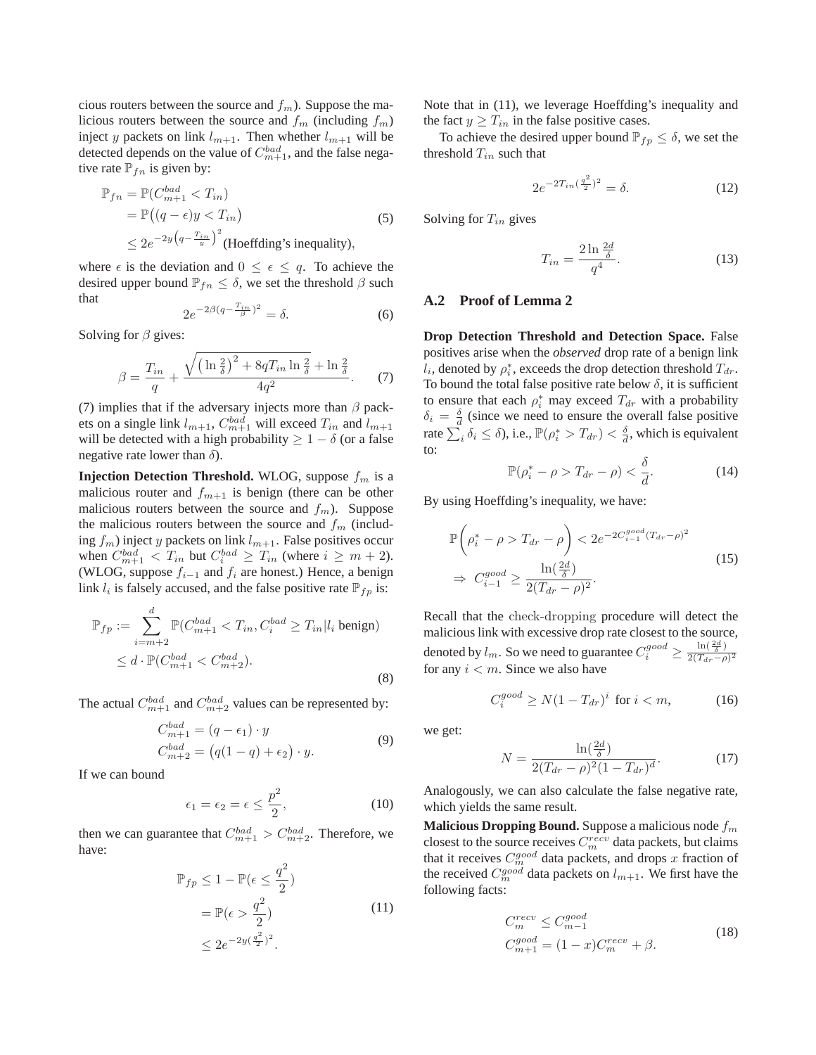cious routers between the source and $f_m$). Suppose the malicious routers between the source and $f_m$ (including $f_m$) inject $y$ packets on link $l_{m+1}$. Then whether $l_{m+1}$ will be detected depends on the value of $C^{bad}_{m+1}$, and the false negative rate $\mathbb{P}_{fn}$ is given by:

$$
\begin{aligned}
\mathbb{P}_{fn} &= \mathbb{P}(C^{bad}_{m+1} < T_{in}) \\
&= \mathbb{P}\big((q-\epsilon)y < T_{in}\big) \\
&\leq 2e^{-2y\left(q-\frac{T_{in}}{y}\right)^2} \text{(Hoeffding's inequality)},
\end{aligned}
\tag{5}
$$

where $\epsilon$ is the deviation and $0 \leq \epsilon \leq q$. To achieve the desired upper bound $\mathbb{P}_{fn} \leq \delta$, we set the threshold $\beta$ such that

$$
2e^{-2\beta(q-\frac{T_{in}}{\beta})^2} = \delta. \tag{6}
$$

Solving for $\beta$ gives:

$$
\beta = \frac{T_{in}}{q} + \frac{\sqrt{\left(\ln\frac{2}{\delta}\right)^2 + 8qT_{in}\ln\frac{2}{\delta}} + \ln\frac{2}{\delta}}{4q^2}. \tag{7}
$$

(7) implies that if the adversary injects more than $\beta$ packets on a single link $l_{m+1}$, $C^{bad}_{m+1}$ will exceed $T_{in}$ and $l_{m+1}$ will be detected with a high probability $\geq 1-\delta$ (or a false negative rate lower than $\delta$).

**Injection Detection Threshold.** WLOG, suppose $f_m$ is a malicious router and $f_{m+1}$ is benign (there can be other malicious routers between the source and $f_m$). Suppose the malicious routers between the source and $f_m$ (including $f_m$) inject $y$ packets on link $l_{m+1}$. False positives occur when $C^{bad}_{m+1} < T_{in}$ but $C^{bad}_i \geq T_{in}$ (where $i \geq m+2$). (WLOG, suppose $f_{i-1}$ and $f_i$ are honest.) Hence, a benign link $l_i$ is falsely accused, and the false positive rate $\mathbb{P}_{fp}$ is:

$$
\begin{aligned}
\mathbb{P}_{fp} &:= \sum_{i=m+2}^{d} \mathbb{P}(C^{bad}_{m+1} < T_{in}, C^{bad}_i \geq T_{in} | l_i \text{ benign}) \\
&\leq d \cdot \mathbb{P}(C^{bad}_{m+1} < C^{bad}_{m+2}).
\end{aligned}
\tag{8}
$$

The actual $C^{bad}_{m+1}$ and $C^{bad}_{m+2}$ values can be represented by:

$$
\begin{aligned}
C^{bad}_{m+1} &= (q-\epsilon_1)\cdot y \\
C^{bad}_{m+2} &= \big(q(1-q)+\epsilon_2\big)\cdot y.
\end{aligned}
\tag{9}
$$

If we can bound

$$
\epsilon_1 = \epsilon_2 = \epsilon \leq \frac{p^2}{2}, \tag{10}
$$

then we can guarantee that $C^{bad}_{m+1} > C^{bad}_{m+2}$. Therefore, we have:

$$
\begin{aligned}
\mathbb{P}_{fp} &\leq 1 - \mathbb{P}(\epsilon \leq \frac{q^2}{2}) \\
&= \mathbb{P}(\epsilon > \frac{q^2}{2}) \\
&\leq 2e^{-2y(\frac{q^2}{2})^2}.
\end{aligned}
\tag{11}
$$

Note that in (11), we leverage Hoeffding's inequality and the fact $y \geq T_{in}$ in the false positive cases.

To achieve the desired upper bound $\mathbb{P}_{fp} \leq \delta$, we set the threshold $T_{in}$ such that

$$
2e^{-2T_{in}(\frac{q^2}{2})^2} = \delta. \tag{12}
$$

Solving for $T_{in}$ gives

$$
T_{in} = \frac{2\ln\frac{2d}{\delta}}{q^4}. \tag{13}
$$

### A.2 Proof of Lemma 2

**Drop Detection Threshold and Detection Space.** False positives arise when the *observed* drop rate of a benign link $l_i$, denoted by $\rho^*_i$, exceeds the drop detection threshold $T_{dr}$. To bound the total false positive rate below $\delta$, it is sufficient to ensure that each $\rho^*_i$ may exceed $T_{dr}$ with a probability $\delta_i = \frac{\delta}{d}$ (since we need to ensure the overall false positive rate $\sum_i \delta_i \leq \delta$), i.e., $\mathbb{P}(\rho^*_i > T_{dr}) < \frac{\delta}{d}$, which is equivalent to:

$$
\mathbb{P}(\rho^*_i - \rho > T_{dr} - \rho) < \frac{\delta}{d}. \tag{14}
$$

By using Hoeffding's inequality, we have:

$$
\begin{aligned}
&\mathbb{P}\bigg(\rho^*_i - \rho > T_{dr} - \rho\bigg) < 2e^{-2C^{good}_{i-1}(T_{dr}-\rho)^2} \\
&\Rightarrow\ C^{good}_{i-1} \geq \frac{\ln(\frac{2d}{\delta})}{2(T_{dr}-\rho)^2}.
\end{aligned}
\tag{15}
$$

Recall that the check-dropping procedure will detect the malicious link with excessive drop rate closest to the source, denoted by $l_m$. So we need to guarantee $C^{good}_i \geq \frac{\ln(\frac{2d}{\delta})}{2(T_{dr}-\rho)^2}$ for any $i < m$. Since we also have

$$
C^{good}_i \geq N(1-T_{dr})^i \text{ for } i < m, \tag{16}
$$

we get:

$$
N = \frac{\ln(\frac{2d}{\delta})}{2(T_{dr}-\rho)^2(1-T_{dr})^d}. \tag{17}
$$

Analogously, we can also calculate the false negative rate, which yields the same result.

**Malicious Dropping Bound.** Suppose a malicious node $f_m$ closest to the source receives $C^{recv}_m$ data packets, but claims that it receives $C^{good}_m$ data packets, and drops $x$ fraction of the received $C^{good}_m$ data packets on $l_{m+1}$. We first have the following facts:

$$
\begin{aligned}
C^{recv}_m &\leq C^{good}_{m-1} \\
C^{good}_{m+1} &= (1-x)C^{recv}_m + \beta.
\end{aligned}
\tag{18}
$$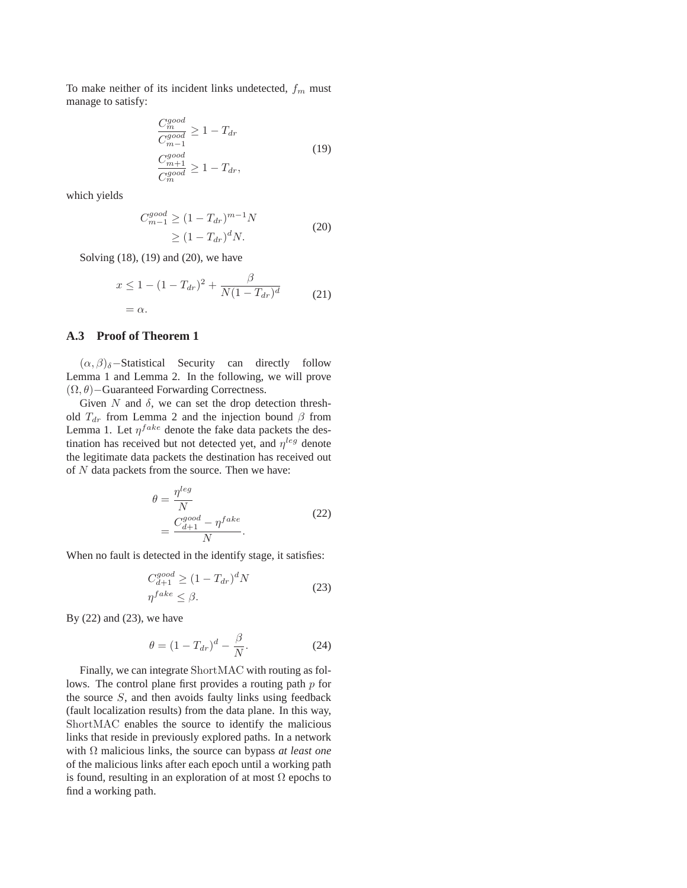To make neither of its incident links undetected, $f_m$ must manage to satisfy:

$$
\begin{aligned}
&\frac{C_m^{good}}{C_{m-1}^{good}} \geq 1 - T_{dr} \\
&\frac{C_{m+1}^{good}}{C_m^{good}} \geq 1 - T_{dr},
\end{aligned}
\tag{19}
$$

which yields

$$
\begin{aligned}
C_{m-1}^{good} &\geq (1 - T_{dr})^{m-1} N \\
&\geq (1 - T_{dr})^d N.
\end{aligned}
\tag{20}
$$

Solving (18), (19) and (20), we have

$$
\begin{aligned}
x &\leq 1 - (1 - T_{dr})^2 + \frac{\beta}{N(1 - T_{dr})^d} \\
&= \alpha.
\end{aligned}
\tag{21}
$$

### A.3 Proof of Theorem 1

$(\alpha, \beta)_\delta-$Statistical Security can directly follow Lemma 1 and Lemma 2. In the following, we will prove $(\Omega, \theta)-$Guaranteed Forwarding Correctness.

Given $N$ and $\delta$, we can set the drop detection threshold $T_{dr}$ from Lemma 2 and the injection bound $\beta$ from Lemma 1. Let $\eta^{fake}$ denote the fake data packets the destination has received but not detected yet, and $\eta^{leg}$ denote the legitimate data packets the destination has received out of $N$ data packets from the source. Then we have:

$$
\begin{aligned}
\theta &= \frac{\eta^{leg}}{N} \\
&= \frac{C_{d+1}^{good} - \eta^{fake}}{N}.
\end{aligned}
\tag{22}
$$

When no fault is detected in the identify stage, it satisfies:

$$
\begin{aligned}
&C_{d+1}^{good} \geq (1 - T_{dr})^d N \\
&\eta^{fake} \leq \beta.
\end{aligned}
\tag{23}
$$

By (22) and (23), we have

$$
\theta = (1 - T_{dr})^d - \frac{\beta}{N}. \tag{24}
$$

Finally, we can integrate ShortMAC with routing as follows. The control plane first provides a routing path $p$ for the source $S$, and then avoids faulty links using feedback (fault localization results) from the data plane. In this way, ShortMAC enables the source to identify the malicious links that reside in previously explored paths. In a network with $\Omega$ malicious links, the source can bypass *at least one* of the malicious links after each epoch until a working path is found, resulting in an exploration of at most $\Omega$ epochs to find a working path.